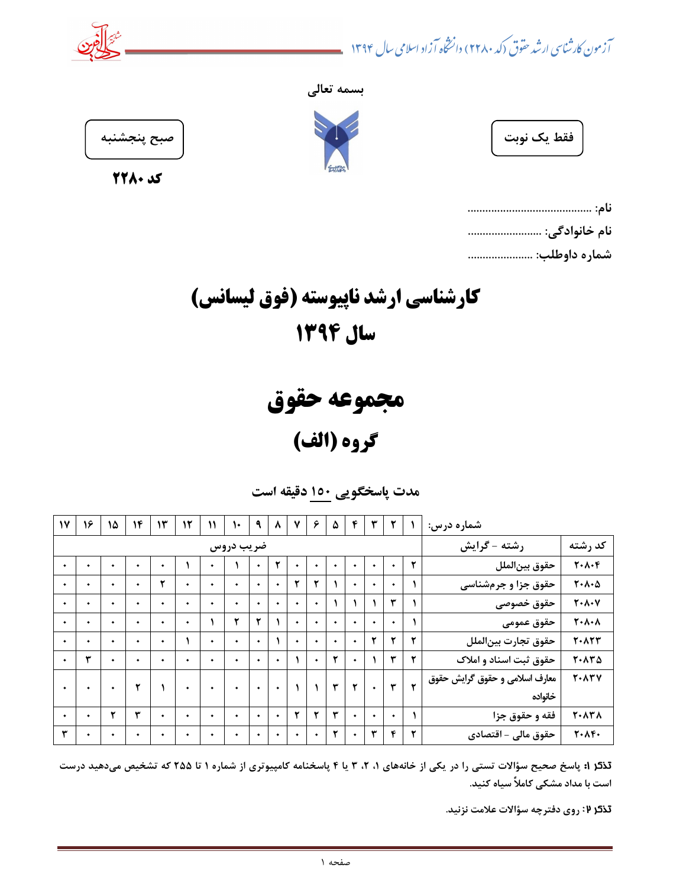**بسمه تعالی**

فقط یک نوبت

صبح پنجشنبه

**کد ۲۲۸۰**

**نام:** ..........................................

**نام خانوادگی:** ........................

**شماره داوطلب:** ......................

# کارشناسی ارشد ناپیوسته (فوق لیسانس)

# سال ۱۳۹۴

# مجموعه حقوق

## گروه (الف)

**مدت پاسخگویی ۱۵۰ دقیقه است**

| کد رشته | رشته – گرایش / شماره درس: | ۱ | ۲ | ۳ | ۴ | ۵ | ۶ | ۷ | ۸ | ۹ | ۱۰ | ۱۱ | ۱۲ | ۱۳ | ۱۴ | ۱۵ | ۱۶ | ۱۷ |
|---|---|---|---|---|---|---|---|---|---|---|---|---|---|---|---|---|---|---|
| | | ضریب دروس | | | | | | | | | | | | | | | | |
| ۲۰۸۰۴ | حقوق بین‌الملل | ۲ | ۰ | ۰ | ۰ | ۰ | ۰ | ۰ | ۲ | ۰ | ۱ | ۰ | ۱ | ۰ | ۰ | ۰ | ۰ | ۰ |
| ۲۰۸۰۵ | حقوق جزا و جرم‌شناسی | ۱ | ۰ | ۰ | ۰ | ۱ | ۲ | ۲ | ۰ | ۰ | ۰ | ۰ | ۰ | ۲ | ۰ | ۰ | ۰ | ۰ |
| ۲۰۸۰۷ | حقوق خصوصی | ۱ | ۳ | ۱ | ۱ | ۱ | ۰ | ۰ | ۰ | ۰ | ۰ | ۰ | ۰ | ۰ | ۰ | ۰ | ۰ | ۰ |
| ۲۰۸۰۸ | حقوق عمومی | ۱ | ۰ | ۰ | ۰ | ۰ | ۰ | ۰ | ۱ | ۲ | ۲ | ۱ | ۰ | ۰ | ۰ | ۰ | ۰ | ۰ |
| ۲۰۸۲۳ | حقوق تجارت بین‌الملل | ۲ | ۲ | ۲ | ۰ | ۰ | ۰ | ۰ | ۱ | ۰ | ۰ | ۰ | ۱ | ۰ | ۰ | ۰ | ۰ | ۰ |
| ۲۰۸۳۵ | حقوق ثبت اسناد و املاک | ۲ | ۳ | ۱ | ۰ | ۲ | ۰ | ۱ | ۰ | ۰ | ۰ | ۰ | ۰ | ۰ | ۰ | ۰ | ۳ | ۰ |
| ۲۰۸۳۷ | معارف اسلامی و حقوق گرایش حقوق خانواده | ۲ | ۳ | ۰ | ۲ | ۳ | ۱ | ۱ | ۰ | ۰ | ۰ | ۰ | ۰ | ۱ | ۲ | ۰ | ۰ | ۰ |
| ۲۰۸۳۸ | فقه و حقوق جزا | ۱ | ۰ | ۰ | ۰ | ۳ | ۲ | ۲ | ۰ | ۰ | ۰ | ۰ | ۰ | ۰ | ۳ | ۲ | ۰ | ۰ |
| ۲۰۸۴۰ | حقوق مالی – اقتصادی | ۲ | ۴ | ۳ | ۰ | ۲ | ۰ | ۰ | ۰ | ۰ | ۰ | ۰ | ۰ | ۰ | ۰ | ۰ | ۰ | ۳ |

**تذکر ۱:** پاسخ صحیح سؤالات تستی را در یکی از خانه‌های ۱، ۲، ۳ یا ۴ پاسخنامه کامپیوتری از شماره ۱ تا ۲۵۵ که تشخیص می‌دهید درست است با مداد مشکی کاملاً سیاه کنید.

**تذکر ۲:** روی دفترچه سؤالات علامت نزنید.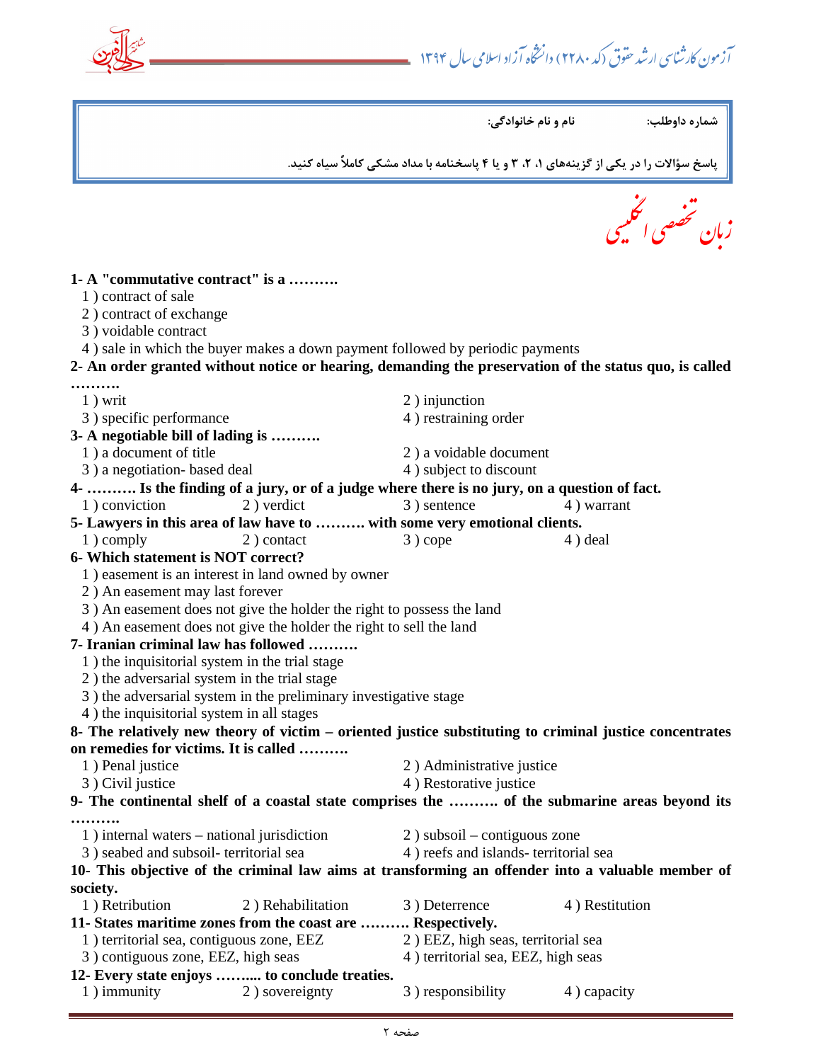شماره داوطلب: نام و نام خانوادگی:

پاسخ سؤالات را در یکی از گزینه‌های ۱، ۲، ۳ و یا ۴ پاسخنامه با مداد مشکی کاملاً سیاه کنید.

# زبان تخصصی انگلیسی

**1- A "commutative contract" is a ……….**

1 ) contract of sale
2 ) contract of exchange
3 ) voidable contract
4 ) sale in which the buyer makes a down payment followed by periodic payments

**2- An order granted without notice or hearing, demanding the preservation of the status quo, is called ……….**

1 ) writ
2 ) injunction
3 ) specific performance
4 ) restraining order

**3- A negotiable bill of lading is ……….**

1 ) a document of title
2 ) a voidable document
3 ) a negotiation- based deal
4 ) subject to discount

**4- ………. Is the finding of a jury, or of a judge where there is no jury, on a question of fact.**

1 ) conviction
2 ) verdict
3 ) sentence
4 ) warrant

**5- Lawyers in this area of law have to ………. with some very emotional clients.**

1 ) comply
2 ) contact
3 ) cope
4 ) deal

**6- Which statement is NOT correct?**

1 ) easement is an interest in land owned by owner
2 ) An easement may last forever
3 ) An easement does not give the holder the right to possess the land
4 ) An easement does not give the holder the right to sell the land

**7- Iranian criminal law has followed ……….**

1 ) the inquisitorial system in the trial stage
2 ) the adversarial system in the trial stage
3 ) the adversarial system in the preliminary investigative stage
4 ) the inquisitorial system in all stages

**8- The relatively new theory of victim – oriented justice substituting to criminal justice concentrates on remedies for victims. It is called ……….**

1 ) Penal justice
2 ) Administrative justice
3 ) Civil justice
4 ) Restorative justice

**9- The continental shelf of a coastal state comprises the ………. of the submarine areas beyond its ……….**

1 ) internal waters – national jurisdiction
2 ) subsoil – contiguous zone
3 ) seabed and subsoil- territorial sea
4 ) reefs and islands- territorial sea

**10- This objective of the criminal law aims at transforming an offender into a valuable member of society.**

1 ) Retribution
2 ) Rehabilitation
3 ) Deterrence
4 ) Restitution

**11- States maritime zones from the coast are ………. Respectively.**

1 ) territorial sea, contiguous zone, EEZ
2 ) EEZ, high seas, territorial sea
3 ) contiguous zone, EEZ, high seas
4 ) territorial sea, EEZ, high seas

**12- Every state enjoys ……..... to conclude treaties.**

1 ) immunity
2 ) sovereignty
3 ) responsibility
4 ) capacity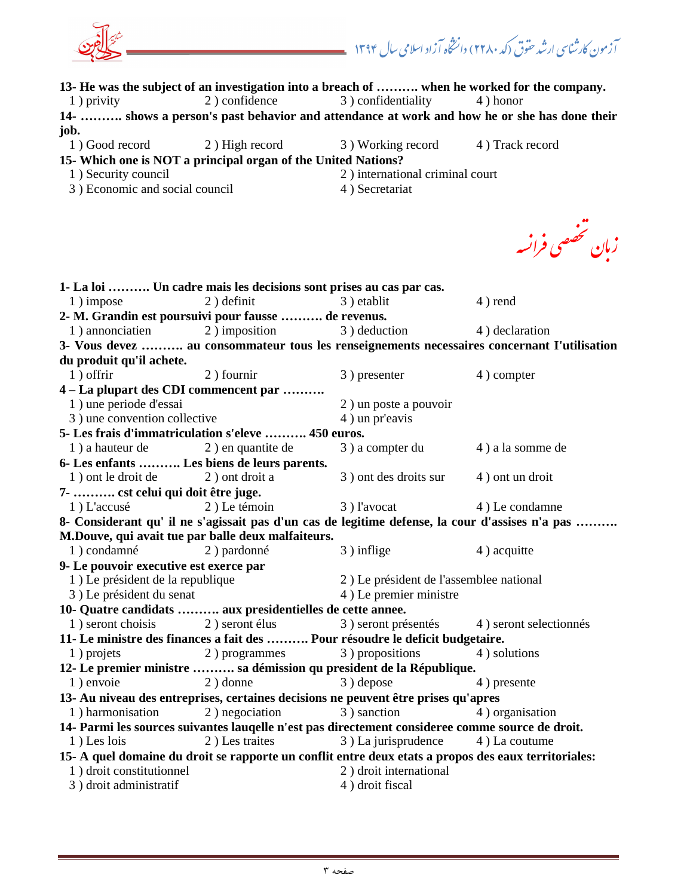**13- He was the subject of an investigation into a breach of ………. when he worked for the company.**

1 ) privity   2 ) confidence   3 ) confidentiality   4 ) honor

**14- ………. shows a person's past behavior and attendance at work and how he or she has done their job.**

1 ) Good record   2 ) High record   3 ) Working record   4 ) Track record

**15- Which one is NOT a principal organ of the United Nations?**

1 ) Security council   2 ) international criminal court
3 ) Economic and social council   4 ) Secretariat

## زبان تخصصی فرانسه

**1- La loi ………. Un cadre mais les decisions sont prises au cas par cas.**

1 ) impose   2 ) definit   3 ) etablit   4 ) rend

**2- M. Grandin est poursuivi pour fausse ………. de revenus.**

1 ) annonciatien   2 ) imposition   3 ) deduction   4 ) declaration

**3- Vous devez ………. au consommateur tous les renseignements necessaires concernant I'utilisation du produit qu'il achete.**

1 ) offrir   2 ) fournir   3 ) presenter   4 ) compter

**4 – La plupart des CDI commencent par ……….**

1 ) une periode d'essai   2 ) un poste a pouvoir
3 ) une convention collective   4 ) un pr'eavis

**5- Les frais d'immatriculation s'eleve ………. 450 euros.**

1 ) a hauteur de   2 ) en quantite de   3 ) a compter du   4 ) a la somme de

**6- Les enfants ………. Les biens de leurs parents.**

1 ) ont le droit de   2 ) ont droit a   3 ) ont des droits sur   4 ) ont un droit

**7- ………. cst celui qui doit être juge.**

1 ) L'accusé   2 ) Le témoin   3 ) l'avocat   4 ) Le condamne

**8- Considerant qu' il ne s'agissait pas d'un cas de legitime defense, la cour d'assises n'a pas ………. M.Douve, qui avait tue par balle deux malfaiteurs.**

1 ) condamné   2 ) pardonné   3 ) inflige   4 ) acquitte

**9- Le pouvoir executive est exerce par**

1 ) Le président de la republique   2 ) Le président de l'assemblee national
3 ) Le président du senat   4 ) Le premier ministre

**10- Quatre candidats ………. aux presidentielles de cette annee.**

1 ) seront choisis   2 ) seront élus   3 ) seront présentés   4 ) seront selectionnés

**11- Le ministre des finances a fait des ………. Pour résoudre le deficit budgetaire.**

1 ) projets   2 ) programmes   3 ) propositions   4 ) solutions

**12- Le premier ministre ………. sa démission qu president de la République.**

1 ) envoie   2 ) donne   3 ) depose   4 ) presente

**13- Au niveau des entreprises, certaines decisions ne peuvent être prises qu'apres**

1 ) harmonisation   2 ) negociation   3 ) sanction   4 ) organisation

**14- Parmi les sources suivantes lauqelle n'est pas directement consideree comme source de droit.**

1 ) Les lois   2 ) Les traites   3 ) La jurisprudence   4 ) La coutume

**15- A quel domaine du droit se rapporte un conflit entre deux etats a propos des eaux territoriales:**

1 ) droit constitutionnel   2 ) droit international
3 ) droit administratif   4 ) droit fiscal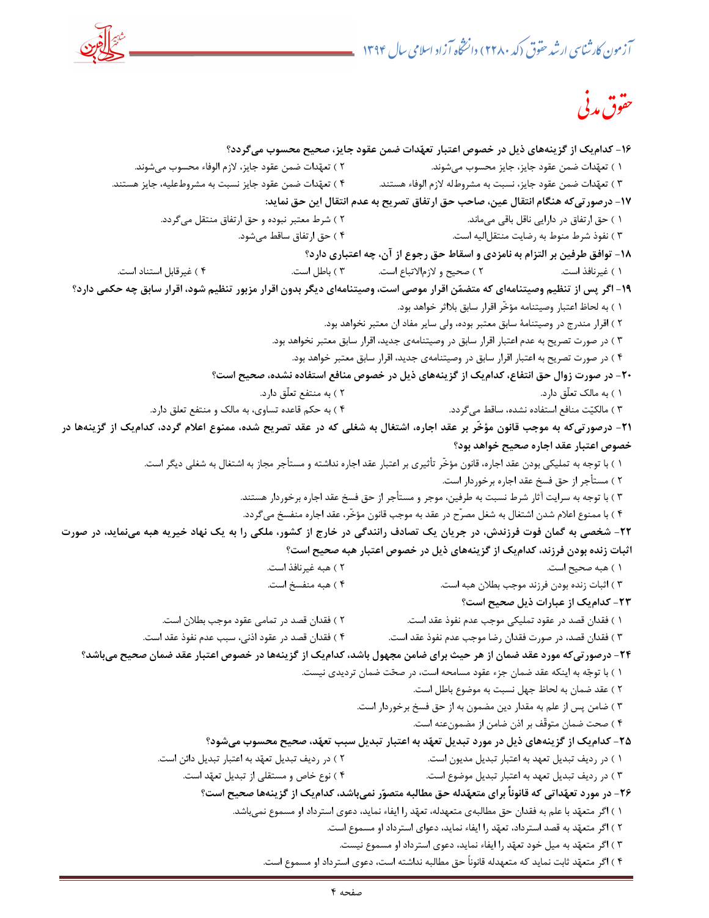## حقوق مدنی

**۱۶- کدام‌یک از گزینه‌های ذیل در خصوص اعتبار تعهّدات ضمن عقود جایز، صحیح محسوب می‌گردد؟**

۱ ) تعهّدات ضمن عقود جایز، جایز محسوب می‌شوند.
۲ ) تعهّدات ضمن عقود جایز، لازم الوفاء محسوب می‌شوند.
۳ ) تعهّدات ضمن عقود جایز، نسبت به مشروط‌له لازم الوفاء هستند.
۴ ) تعهّدات ضمن عقود جایز نسبت به مشروط‌علیه، جایز هستند.

**۱۷- درصورتی‌که هنگام انتقال عین، صاحب حق ارتفاق تصریح به عدم انتقال این حق نماید:**

۱ ) حق ارتفاق در دارایی ناقل باقی می‌ماند.
۲ ) شرط معتبر نبوده و حق ارتفاق منتقل می‌گردد.
۳ ) نفوذ شرط منوط به رضایت منتقل‌الیه است.
۴ ) حق ارتفاق ساقط می‌شود.

**۱۸- توافق طرفین بر التزام به نامزدی و اسقاط حق رجوع از آن، چه اعتباری دارد؟**

۱ ) غیرنافذ است.
۲ ) صحیح و لازم‌الاتباع است.
۳ ) باطل است.
۴ ) غیرقابل استناد است.

**۱۹- اگر پس از تنظیم وصیتنامه‌ای که متضمّن اقرار موصی است، وصیتنامه‌ای دیگر بدون اقرار مزبور تنظیم شود، اقرار سابق چه حکمی دارد؟**

۱ ) به لحاظ اعتبار وصیتنامه مؤخّر اقرار سابق بلااثر خواهد بود.
۲ ) اقرار مندرج در وصیتنامهٔ سابق معتبر بوده، ولی سایر مفاد ان معتبر نخواهد بود.
۳ ) در صورت تصریح به عدم اعتبار اقرار سابق در وصیتنامه‌ی جدید، اقرار سابق معتبر نخواهد بود.
۴ ) در صورت تصریح به اعتبار اقرار سابق در وصیتنامه‌ی جدید، اقرار سابق معتبر خواهد بود.

**۲۰- در صورت زوال حق انتفاع، کدام‌یک از گزینه‌های ذیل در خصوص منافع استفاده نشده، صحیح است؟**

۱ ) به مالک تعلّق دارد.
۲ ) به منتفع تعلّق دارد.
۳ ) مالکیّت منافع استفاده نشده، ساقط می‌گردد.
۴ ) به حکم قاعده تساوی، به مالک و منتفع تعلق دارد.

**۲۱- درصورتی‌که به موجب قانون مؤخّر بر عقد اجاره، اشتغال به شغلی که در عقد تصریح شده، ممنوع اعلام گردد، کدام‌یک از گزینه‌ها در خصوص اعتبار عقد اجاره صحیح خواهد بود؟**

۱ ) با توجه به تملیکی بودن عقد اجاره، قانون مؤخّر تأثیری بر اعتبار عقد اجاره نداشته و مستأجر مجاز به اشتغال به شغلی دیگر است.
۲ ) مستأجر از حق فسخ عقد اجاره برخوردار است.
۳ ) با توجه به سرایت آثار شرط نسبت به طرفین، موجر و مستأجر از حق فسخ عقد اجاره برخوردار هستند.
۴ ) با ممنوع اعلام شدن اشتغال به شغل مصرّح در عقد به موجب قانون مؤخّر، عقد اجاره منفسخ می‌گردد.

**۲۲- شخصی به گمان فوت فرزندش، در جریان یک تصادف رانندگی در خارج از کشور، ملکی را به یک نهاد خیریه هبه می‌نماید، در صورت اثبات زنده بودن فرزند، کدام‌یک از گزینه‌های ذیل در خصوص اعتبار هبه صحیح است؟**

۱ ) هبه صحیح است.
۲ ) هبه غیرنافذ است.
۳ ) اثبات زنده بودن فرزند موجب بطلان هبه است.
۴ ) هبه منفسخ است.

**۲۳- کدام‌یک از عبارات ذیل صحیح است؟**

۱ ) فقدان قصد در عقود تملیکی موجب عدم نفوذ عقد است.
۲ ) فقدان قصد در تمامی عقود موجب بطلان است.
۳ ) فقدان قصد، در صورت فقدان رضا موجب عدم نفوذ عقد است.
۴ ) فقدان قصد در عقود اذنی، سبب عدم نفوذ عقد است.

**۲۴- درصورتی‌که مورد عقد ضمان از هر حیث برای ضامن مجهول باشد، کدام‌یک از گزینه‌ها در خصوص اعتبار عقد ضمان صحیح می‌باشد؟**

۱ ) با توجّه به اینکه عقد ضمان جزء عقود مسامحه است، در صحّت ضمان تردیدی نیست.
۲ ) عقد ضمان به لحاظ جهل نسبت به موضوع باطل است.
۳ ) ضامن پس از علم به مقدار دین مضمون به از حق فسخ برخوردار است.
۴ ) صحت ضمان متوقّف بر اذن ضامن از مضمون‌عنه است.

**۲۵- کدام‌یک از گزینه‌های ذیل در مورد تبدیل تعهّد به اعتبار تبدیل سبب تعهّد، صحیح محسوب می‌شود؟**

۱ ) در ردیف تبدیل تعهد به اعتبار تبدیل مدیون است.
۲ ) در ردیف تبدیل تعهد به اعتبار تبدیل دائن است.
۳ ) در ردیف تبدیل تعهد به اعتبار تبدیل موضوع است.
۴ ) نوع خاص و مستقلی از تبدیل تعهّد است.

**۲۶- در مورد تعهّداتی که قانوناً برای متعهّدله حق مطالبه متصوّر نمی‌باشد، کدام‌یک از گزینه‌ها صحیح است؟**

۱ ) اگر متعهّد با علم به فقدان حق مطالبه‌ی متعهدله، تعهد را ایفاء نماید، دعوی استرداد او مسموع نمی‌باشد.
۲ ) اگر متعهّد به قصد استرداد، تعهّد را ایفاء نماید، دعوای استرداد او مسموع است.
۳ ) اگر متعهّد به میل خود تعهّد را ایفاء نماید، دعوی استرداد او مسموع نیست.
۴ ) اگر متعهّد ثابت نماید که متعهدله قانوناً حق مطالبه نداشته است، دعوی استرداد او مسموع است.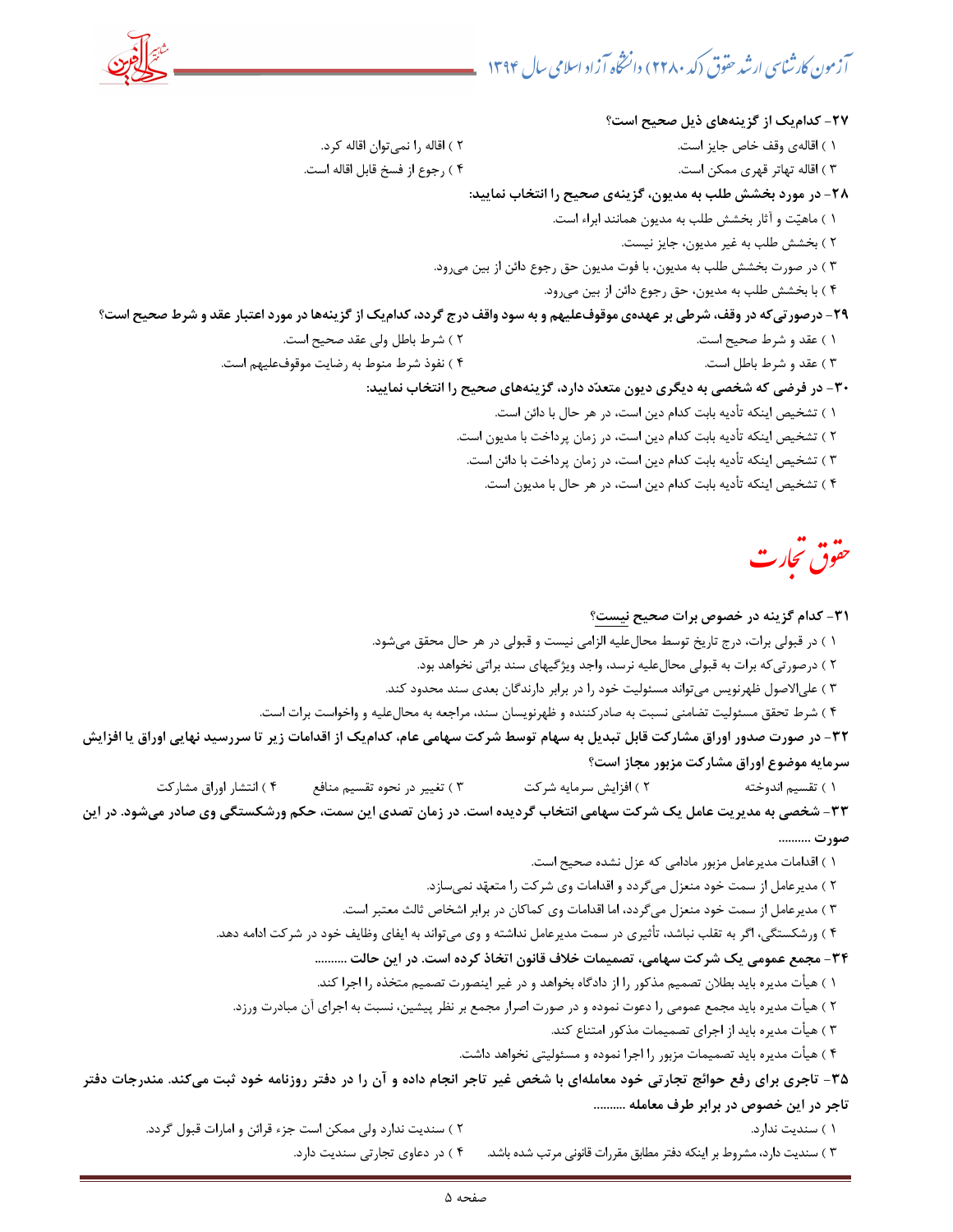**۲۷- کدام‌یک از گزینه‌های ذیل صحیح است؟**

۱ ) اقاله‌ی وقف خاص جایز است.
۲ ) اقاله را نمی‌توان اقاله کرد.
۳ ) اقاله تهاتر قهری ممکن است.
۴ ) رجوع از فسخ قابل اقاله است.

**۲۸- در مورد بخشش طلب به مدیون، گزینه‌ی صحیح را انتخاب نمایید:**

۱ ) ماهیّت و آثار بخشش طلب به مدیون همانند ابراء است.
۲ ) بخشش طلب به غیر مدیون، جایز نیست.
۳ ) در صورت بخشش طلب به مدیون، با فوت مدیون حق رجوع دائن از بین می‌رود.
۴ ) با بخشش طلب به مدیون، حق رجوع دائن از بین می‌رود.

**۲۹- درصورتی‌که در وقف، شرطی بر عهده‌ی موقوف‌علیهم و به سود واقف درج گردد، کدام‌یک از گزینه‌ها در مورد اعتبار عقد و شرط صحیح است؟**

۱ ) عقد و شرط صحیح است.
۲ ) شرط باطل ولی عقد صحیح است.
۳ ) عقد و شرط باطل است.
۴ ) نفوذ شرط منوط به رضایت موقوف‌علیهم است.

**۳۰- در فرضی که شخصی به دیگری دیون متعدّد دارد، گزینه‌های صحیح را انتخاب نمایید:**

۱ ) تشخیص اینکه تأدیه بابت کدام دین است، در هر حال با دائن است.
۲ ) تشخیص اینکه تأدیه بابت کدام دین است، در زمان پرداخت با مدیون است.
۳ ) تشخیص اینکه تأدیه بابت کدام دین است، در زمان پرداخت با دائن است.
۴ ) تشخیص اینکه تأدیه بابت کدام دین است، در هر حال با مدیون است.

## حقوق تجارت

**۳۱- کدام گزینه در خصوص برات صحیح نیست؟**

۱ ) در قبولی برات، درج تاریخ توسط محال‌علیه الزامی نیست و قبولی در هر حال محقق می‌شود.
۲ ) درصورتی‌که برات به قبولی محال‌علیه نرسد، واجد ویژگیهای سند براتی نخواهد بود.
۳ ) علی‌الاصول ظهرنویس می‌تواند مسئولیت خود را در برابر دارندگان بعدی سند محدود کند.
۴ ) شرط تحقق مسئولیت تضامنی نسبت به صادرکننده و ظهرنویسان سند، مراجعه به محال‌علیه و واخواست برات است.

**۳۲- در صورت صدور اوراق مشارکت قابل تبدیل به سهام توسط شرکت سهامی عام، کدام‌یک از اقدامات زیر تا سررسید نهایی اوراق یا افزایش سرمایه موضوع اوراق مشارکت مزبور مجاز است؟**

۱ ) تقسیم اندوخته
۲ ) افزایش سرمایه شرکت
۳ ) تغییر در نحوه تقسیم منافع
۴ ) انتشار اوراق مشارکت

**۳۳- شخصی به مدیریت عامل یک شرکت سهامی انتخاب گردیده است. در زمان تصدی این سمت، حکم ورشکستگی وی صادر می‌شود. در این صورت ..........**

۱ ) اقدامات مدیرعامل مزبور مادامی که عزل نشده صحیح است.
۲ ) مدیرعامل از سمت خود منعزل می‌گردد و اقدامات وی شرکت را متعهّد نمی‌سازد.
۳ ) مدیرعامل از سمت خود منعزل می‌گردد، اما اقدامات وی کماکان در برابر اشخاص ثالث معتبر است.
۴ ) ورشکستگی، اگر به تقلب نباشد، تأثیری در سمت مدیرعامل نداشته و وی می‌تواند به ایفای وظایف خود در شرکت ادامه دهد.

**۳۴- مجمع عمومی یک شرکت سهامی، تصمیمات خلاف قانون اتخاذ کرده است. در این حالت ..........**

۱ ) هیأت مدیره باید بطلان تصمیم مذکور را از دادگاه بخواهد و در غیر اینصورت تصمیم متخذه را اجرا کند.
۲ ) هیأت مدیره باید مجمع عمومی را دعوت نموده و در صورت اصرار مجمع بر نظر پیشین، نسبت به اجرای آن مبادرت ورزد.
۳ ) هیأت مدیره باید از اجرای تصمیمات مذکور امتناع کند.
۴ ) هیأت مدیره باید تصمیمات مزبور را اجرا نموده و مسئولیتی نخواهد داشت.

**۳۵- تاجری برای رفع حوائج تجارتی خود معامله‌ای با شخص غیر تاجر انجام داده و آن را در دفتر روزنامه خود ثبت می‌کند. مندرجات دفتر تاجر در این خصوص در برابر طرف معامله ..........**

۱ ) سندیت ندارد.
۲ ) سندیت ندارد ولی ممکن است جزء قرائن و امارات قبول گردد.
۳ ) سندیت دارد، مشروط بر اینکه دفتر مطابق مقررات قانونی مرتب شده باشد.
۴ ) در دعاوی تجارتی سندیت دارد.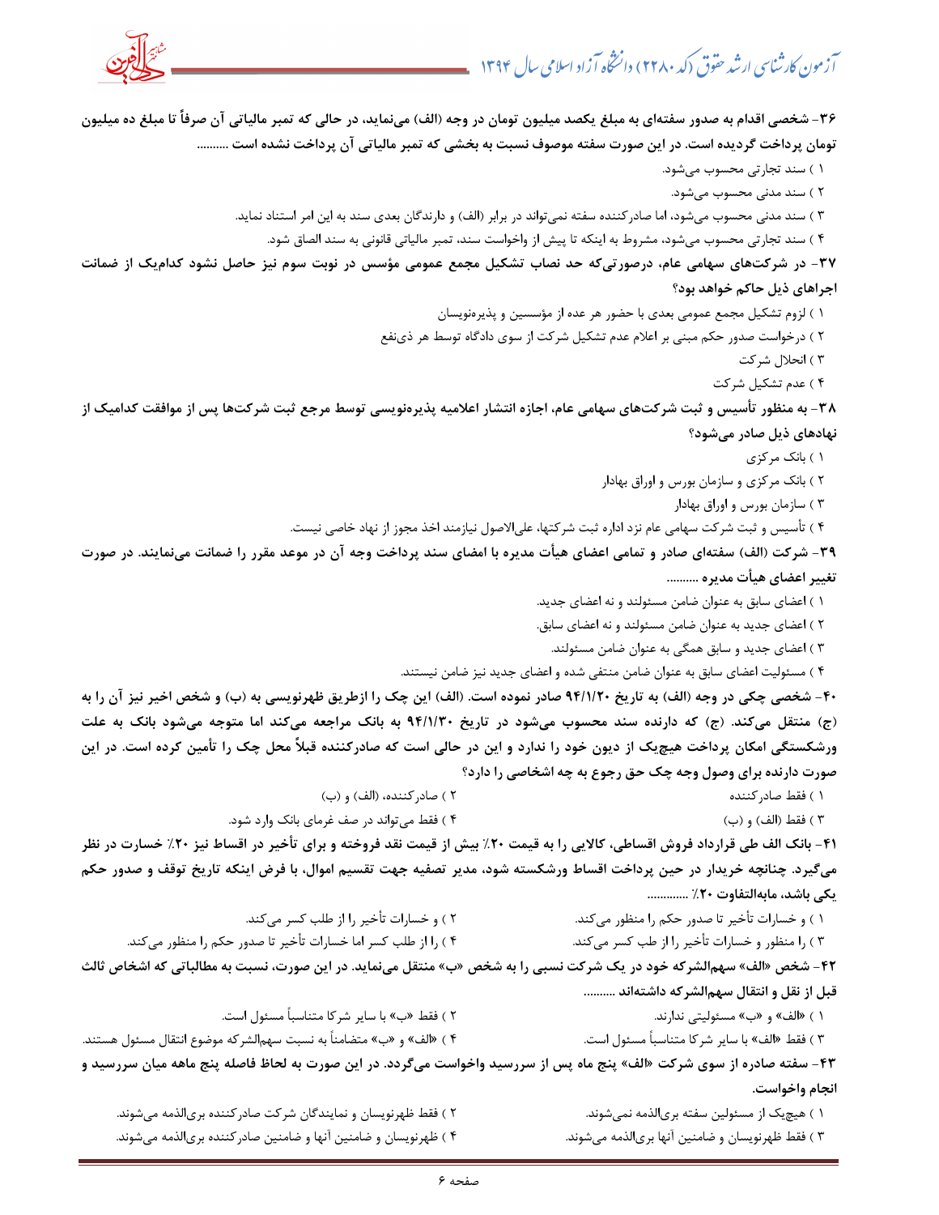**۳۶- شخصی اقدام به صدور سفته‌ای به مبلغ یکصد میلیون تومان در وجه (الف) می‌نماید، در حالی که تمبر مالیاتی آن صرفاً تا مبلغ ده میلیون تومان پرداخت گردیده است. در این صورت سفته موصوف نسبت به بخشی که تمبر مالیاتی آن پرداخت نشده است ..........**

۱ ) سند تجارتی محسوب می‌شود.

۲ ) سند مدنی محسوب می‌شود.

۳ ) سند مدنی محسوب می‌شود، اما صادرکننده سفته نمی‌تواند در برابر (الف) و دارندگان بعدی سند به این امر استناد نماید.

۴ ) سند تجارتی محسوب می‌شود، مشروط به اینکه تا پیش از واخواست سند، تمبر مالیاتی قانونی به سند الصاق شود.

**۳۷- در شرکت‌های سهامی عام، درصورتی‌که حد نصاب تشکیل مجمع عمومی مؤسس در نوبت سوم نیز حاصل نشود کدام‌یک از ضمانت اجراهای ذیل حاکم خواهد بود؟**

۱ ) لزوم تشکیل مجمع عمومی بعدی با حضور هر عده از مؤسسین و پذیره‌نویسان

۲ ) درخواست صدور حکم مبنی بر اعلام عدم تشکیل شرکت از سوی دادگاه توسط هر ذی‌نفع

۳ ) انحلال شرکت

۴ ) عدم تشکیل شرکت

**۳۸- به منظور تأسیس و ثبت شرکت‌های سهامی عام، اجازه انتشار اعلامیه پذیره‌نویسی توسط مرجع ثبت شرکت‌ها پس از موافقت کدامیک از نهادهای ذیل صادر می‌شود؟**

۱ ) بانک مرکزی

۲ ) بانک مرکزی و سازمان بورس و اوراق بهادار

۳ ) سازمان بورس و اوراق بهادار

۴ ) تأسیس و ثبت شرکت سهامی عام نزد اداره ثبت شرکتها، علی‌الاصول نیازمند اخذ مجوز از نهاد خاصی نیست.

**۳۹- شرکت (الف) سفته‌ای صادر و تمامی اعضای هیأت مدیره با امضای سند پرداخت وجه آن در موعد مقرر را ضمانت می‌نمایند. در صورت تغییر اعضای هیأت مدیره ..........**

۱ ) اعضای سابق به عنوان ضامن مسئولند و نه اعضای جدید.

۲ ) اعضای جدید به عنوان ضامن مسئولند و نه اعضای سابق.

۳ ) اعضای جدید و سابق همگی به عنوان ضامن مسئولند.

۴ ) مسئولیت اعضای سابق به عنوان ضامن منتفی شده و اعضای جدید نیز ضامن نیستند.

**۴۰- شخصی چکی در وجه (الف) به تاریخ ۹۴/۱/۲۰ صادر نموده است. (الف) این چک را ازطریق ظهرنویسی به (ب) و شخص اخیر نیز آن را به (ج) منتقل می‌کند. (ج) که دارنده سند محسوب می‌شود در تاریخ ۹۴/۱/۳۰ به بانک مراجعه می‌کند اما متوجه می‌شود بانک به علت ورشکستگی امکان پرداخت هیچ‌یک از دیون خود را ندارد و این در حالی است که صادرکننده قبلاً محل چک را تأمین کرده است. در این صورت دارنده برای وصول وجه چک حق رجوع به چه اشخاصی را دارد؟**

۱ ) فقط صادرکننده

۲ ) صادرکننده، (الف) و (ب)

۳ ) فقط (الف) و (ب)

۴ ) فقط می‌تواند در صف غرمای بانک وارد شود.

**۴۱- بانک الف طی قرارداد فروش اقساطی، کالایی را به قیمت ۲۰٪ بیش از قیمت نقد فروخته و برای تأخیر در اقساط نیز ۲۰٪ خسارت در نظر می‌گیرد. چنانچه خریدار در حین پرداخت اقساط ورشکسته شود، مدیر تصفیه جهت تقسیم اموال، با فرض اینکه تاریخ توقف و صدور حکم یکی باشد، مابه‌التفاوت ۲۰٪ ............**

۱ ) و خسارات تأخیر تا صدور حکم را منظور می‌کند.

۲ ) و خسارات تأخیر را از طلب کسر می‌کند.

۳ ) را منظور و خسارات تأخیر را از طب کسر می‌کند.

۴ ) را از طلب کسر اما خسارات تأخیر تا صدور حکم را منظور می‌کند.

**۴۲- شخص «الف» سهم‌الشرکه خود در یک شرکت نسبی را به شخص «ب» منتقل می‌نماید. در این صورت، نسبت به مطالباتی که اشخاص ثالث قبل از نقل و انتقال سهم‌الشرکه داشته‌اند ..........**

۱ ) «الف» و «ب» مسئولیتی ندارند.

۲ ) فقط «ب» با سایر شرکا متناسباً مسئول است.

۳ ) فقط «الف» با سایر شرکا متناسباً مسئول است.

۴ ) «الف» و «ب» متضامناً به نسبت سهم‌الشرکه موضوع انتقال مسئول هستند.

**۴۳- سفته صادره از سوی شرکت «الف» پنج ماه پس از سررسید واخواست می‌گردد. در این صورت به لحاظ فاصله پنج ماهه میان سررسید و انجام واخواست.**

۱ ) هیچ‌یک از مسئولین سفته بری‌الذمه نمی‌شوند.

۲ ) فقط ظهرنویسان و نمایندگان شرکت صادرکننده بری‌الذمه می‌شوند.

۳ ) فقط ظهرنویسان و ضامنین آنها بری‌الذمه می‌شوند.

۴ ) ظهرنویسان و ضامنین آنها و ضامنین صادرکننده بری‌الذمه می‌شوند.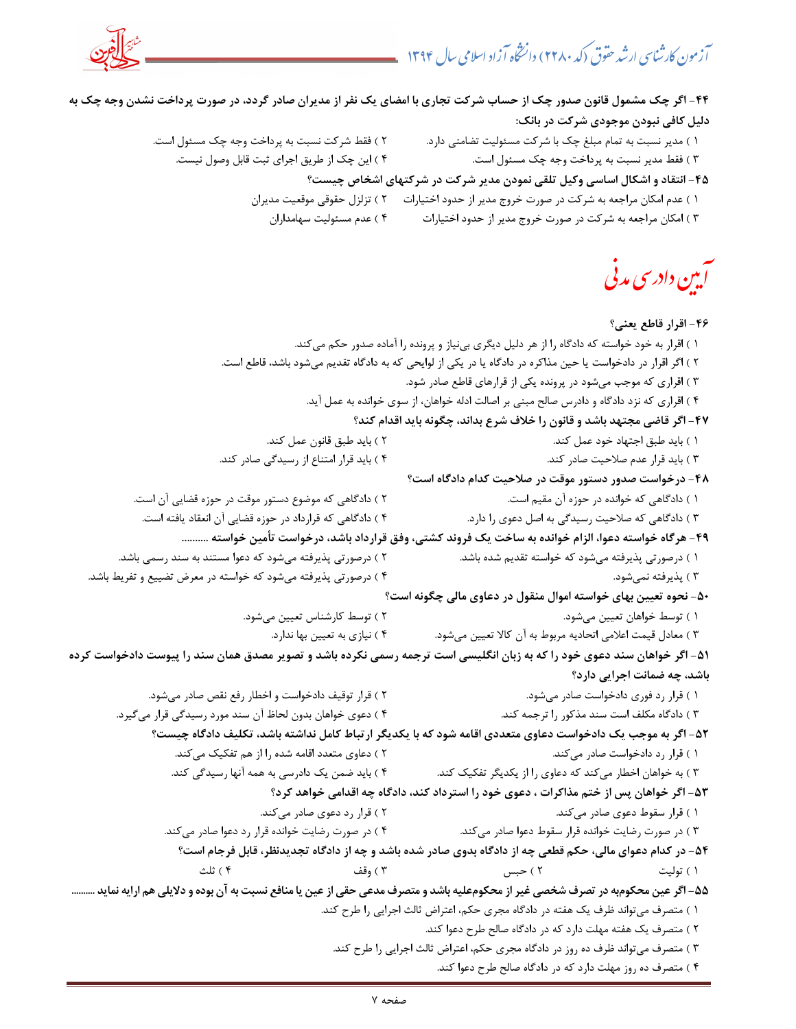**۴۴- اگر چک مشمول قانون صدور چک از حساب شرکت تجاری با امضای یک نفر از مدیران صادر گردد، در صورت پرداخت نشدن وجه چک به دلیل کافی نبودن موجودی شرکت در بانک:**

۱ ) مدیر نسبت به تمام مبلغ چک با شرکت مسئولیت تضامنی دارد.
۲ ) فقط شرکت نسبت به پرداخت وجه چک مسئول است.
۳ ) فقط مدیر نسبت به پرداخت وجه چک مسئول است.
۴ ) این چک از طریق اجرای ثبت قابل وصول نیست.

**۴۵- انتقاد و اشکال اساسی وکیل تلقی نمودن مدیر شرکت در شرکتهای اشخاص چیست؟**

۱ ) عدم امکان مراجعه به شرکت در صورت خروج مدیر از حدود اختیارات
۲ ) تزلزل حقوقی موقعیت مدیران
۳ ) امکان مراجعه به شرکت در صورت خروج مدیر از حدود اختیارات
۴ ) عدم مسئولیت سهامداران

# آیین دادرسی مدنی

**۴۶- اقرار قاطع یعنی؟**

۱ ) اقرار به خود خواسته که دادگاه را از هر دلیل دیگری بی‌نیاز و پرونده را آماده صدور حکم می‌کند.
۲ ) اگر اقرار در دادخواست یا حین مذاکره در دادگاه یا در یکی از لوایحی که به دادگاه تقدیم می‌شود باشد، قاطع است.
۳ ) اقراری که موجب می‌شود در پرونده یکی از قرارهای قاطع صادر شود.
۴ ) اقراری که نزد دادگاه و دادرس صالح مبنی بر اصالت ادله خواهان، از سوی خوانده به عمل آید.

**۴۷- اگر قاضی مجتهد باشد و قانون را خلاف شرع بداند، چگونه باید اقدام کند؟**

۱ ) باید طبق اجتهاد خود عمل کند.
۲ ) باید طبق قانون عمل کند.
۳ ) باید قرار عدم صلاحیت صادر کند.
۴ ) باید قرار امتناع از رسیدگی صادر کند.

**۴۸- درخواست صدور دستور موقت در صلاحیت کدام دادگاه است؟**

۱ ) دادگاهی که خوانده در حوزه آن مقیم است.
۲ ) دادگاهی که موضوع دستور موقت در حوزه قضایی آن است.
۳ ) دادگاهی که صلاحیت رسیدگی به اصل دعوی را دارد.
۴ ) دادگاهی که قرارداد در حوزه قضایی آن انعقاد یافته است.

**۴۹- هرگاه خواسته دعوا، الزام خوانده به ساخت یک فروند کشتی، وفق قرارداد باشد، درخواست تأمین خواسته ..........**

۱ ) درصورتی پذیرفته می‌شود که خواسته تقدیم شده باشد.
۲ ) درصورتی پذیرفته می‌شود که دعوا مستند به سند رسمی باشد.
۳ ) پذیرفته نمی‌شود.
۴ ) درصورتی پذیرفته می‌شود که خواسته در معرض تضییع و تفریط باشد.

**۵۰- نحوه تعیین بهای خواسته اموال منقول در دعاوی مالی چگونه است؟**

۱ ) توسط خواهان تعیین می‌شود.
۲ ) توسط کارشناس تعیین می‌شود.
۳ ) معادل قیمت اعلامی اتحادیه مربوط به آن کالا تعیین می‌شود.
۴ ) نیازی به تعیین بها ندارد.

**۵۱- اگر خواهان سند دعوی خود را که به زبان انگلیسی است ترجمه رسمی نکرده باشد و تصویر مصدق همان سند را پیوست دادخواست کرده باشد، چه ضمانت اجرایی دارد؟**

۱ ) قرار رد فوری دادخواست صادر می‌شود.
۲ ) قرار توقیف دادخواست و اخطار رفع نقص صادر می‌شود.
۳ ) دادگاه مکلف است سند مذکور را ترجمه کند.
۴ ) دعوی خواهان بدون لحاظ آن سند مورد رسیدگی قرار می‌گیرد.

**۵۲- اگر به موجب یک دادخواست دعاوی متعددی اقامه شود که با یکدیگر ارتباط کامل نداشته باشد، تکلیف دادگاه چیست؟**

۱ ) قرار رد دادخواست صادر می‌کند.
۲ ) دعاوی متعدد اقامه شده را از هم تفکیک می‌کند.
۳ ) به خواهان اخطار می‌کند که دعاوی را از یکدیگر تفکیک کند.
۴ ) باید ضمن یک دادرسی به همه آنها رسیدگی کند.

**۵۳- اگر خواهان پس از ختم مذاکرات ، دعوی خود را استرداد کند، دادگاه چه اقدامی خواهد کرد؟**

۱ ) قرار سقوط دعوی صادر می‌کند.
۲ ) قرار رد دعوی صادر می‌کند.
۳ ) در صورت رضایت خوانده قرار سقوط دعوا صادر می‌کند.
۴ ) در صورت رضایت خوانده قرار رد دعوا صادر می‌کند.

**۵۴- در کدام دعوای مالی، حکم قطعی چه از دادگاه بدوی صادر شده باشد و چه از دادگاه تجدیدنظر، قابل فرجام است؟**

۱ ) تولیت
۲ ) حبس
۳ ) وقف
۴ ) ثلث

**۵۵- اگر عین محکوم‌به در تصرف شخصی غیر از محکوم‌علیه باشد و متصرف مدعی حقی از عین یا منافع نسبت به آن بوده و دلایلی هم ارایه نماید ..........**

۱ ) متصرف می‌تواند ظرف یک هفته در دادگاه مجری حکم، اعتراض ثالث اجرایی را طرح کند.
۲ ) متصرف یک هفته مهلت دارد که در دادگاه صالح طرح دعوا کند.
۳ ) متصرف می‌تواند ظرف ده روز در دادگاه مجری حکم، اعتراض ثالث اجرایی را طرح کند.
۴ ) متصرف ده روز مهلت دارد که در دادگاه صالح طرح دعوا کند.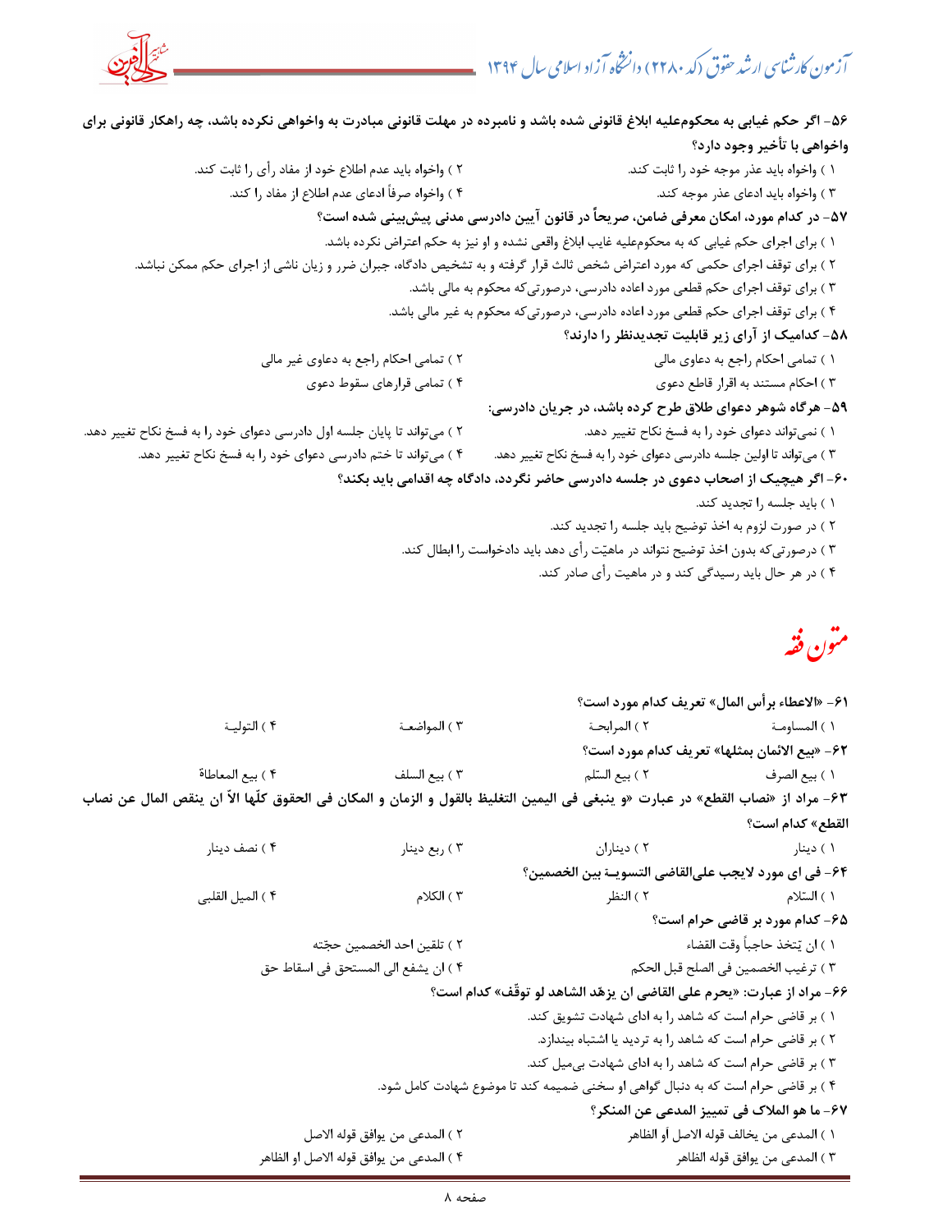**۵۶- اگر حکم غیابی به محکوم‌علیه ابلاغ قانونی شده باشد و نامبرده در مهلت قانونی مبادرت به واخواهی نکرده باشد، چه راهکار قانونی برای واخواهی با تأخیر وجود دارد؟**

۱ ) واخواه باید عذر موجه خود را ثابت کند.
۲ ) واخواه باید عدم اطلاع خود از مفاد رأی را ثابت کند.
۳ ) واخواه باید ادعای عذر موجه کند.
۴ ) واخواه صرفاً ادعای عدم اطلاع از مفاد را کند.

**۵۷- در کدام مورد، امکان معرفی ضامن، صریحاً در قانون آیین دادرسی مدنی پیش‌بینی شده است؟**

۱ ) برای اجرای حکم غیابی که به محکوم‌علیه غایب ابلاغ واقعی نشده و او نیز به حکم اعتراض نکرده باشد.
۲ ) برای توقف اجرای حکمی که مورد اعتراض شخص ثالث قرار گرفته و به تشخیص دادگاه، جبران ضرر و زیان ناشی از اجرای حکم ممکن نباشد.
۳ ) برای توقف اجرای حکم قطعی مورد اعاده دادرسی، درصورتی‌که محکوم به مالی باشد.
۴ ) برای توقف اجرای حکم قطعی مورد اعاده دادرسی، درصورتی‌که محکوم به غیر مالی باشد.

**۵۸- کدامیک از آرای زیر قابلیت تجدیدنظر را دارند؟**

۱ ) تمامی احکام راجع به دعاوی مالی
۲ ) تمامی احکام راجع به دعاوی غیر مالی
۳ ) احکام مستند به اقرار قاطع دعوی
۴ ) تمامی قرارهای سقوط دعوی

**۵۹- هرگاه شوهر دعوای طلاق طرح کرده باشد، در جریان دادرسی:**

۱ ) نمی‌تواند دعوای خود را به فسخ نکاح تغییر دهد.
۲ ) می‌تواند تا پایان جلسه اول دادرسی دعوای خود را به فسخ نکاح تغییر دهد.
۳ ) می‌تواند تا اولین جلسه دادرسی دعوای خود را به فسخ نکاح تغییر دهد.
۴ ) می‌تواند تا ختم دادرسی دعوای خود را به فسخ نکاح تغییر دهد.

**۶۰- اگر هیچیک از اصحاب دعوی در جلسه دادرسی حاضر نگردد، دادگاه چه اقدامی باید بکند؟**

۱ ) باید جلسه را تجدید کند.
۲ ) در صورت لزوم به اخذ توضیح باید جلسه را تجدید کند.
۳ ) درصورتی‌که بدون اخذ توضیح نتواند در ماهیّت رأی دهد باید دادخواست را ابطال کند.
۴ ) در هر حال باید رسیدگی کند و در ماهیت رأی صادر کند.

## متون فقه

**۶۱- «الاعطاء برأس المال» تعریف کدام مورد است؟**

۱ ) المساومة
۲ ) المرابحة
۳ ) المواضعة
۴ ) التولية

**۶۲- «بیع الاثمان بمثلها» تعریف کدام مورد است؟**

۱ ) بیع الصرف
۲ ) بیع السّلم
۳ ) بیع السلف
۴ ) بیع المعاطاة

**۶۳- مراد از «نصاب القطع» در عبارت «و ینبغی فی الیمین التغلیظ بالقول و الزمان و المکان فی الحقوق کلّها الاّ ان ینقص المال عن نصاب القطع» کدام است؟**

۱ ) دینار
۲ ) دیناران
۳ ) ربع دینار
۴ ) نصف دینار

**۶۴- فی ای مورد لایجب علی‌القاضی التسویة بین الخصمین؟**

۱ ) السّلام
۲ ) النظر
۳ ) الکلام
۴ ) المیل القلبی

**۶۵- کدام مورد بر قاضی حرام است؟**

۱ ) ان یّتخذ حاجباً وقت القضاء
۲ ) تلقین احد الخصمین حجّته
۳ ) ترغیب الخصمین فی الصلح قبل الحکم
۴ ) ان یشفع الی المستحق فی اسقاط حق

**۶۶- مراد از عبارت: «یحرم علی القاضی ان یزهّد الشاهد لو توقّف» کدام است؟**

۱ ) بر قاضی حرام است که شاهد را به ادای شهادت تشویق کند.
۲ ) بر قاضی حرام است که شاهد را به تردید یا اشتباه بیندازد.
۳ ) بر قاضی حرام است که شاهد را به ادای شهادت بی‌میل کند.
۴ ) بر قاضی حرام است که به دنبال گواهی او سخنی ضمیمه کند تا موضوع شهادت کامل شود.

**۶۷- ما هو الملاک فی تمییز المدعی عن المنکر؟**

۱ ) المدعی من یخالف قوله الاصل أو الظاهر
۲ ) المدعی من یوافق قوله الاصل
۳ ) المدعی من یوافق قوله الظاهر
۴ ) المدعی من یوافق قوله الاصل او الظاهر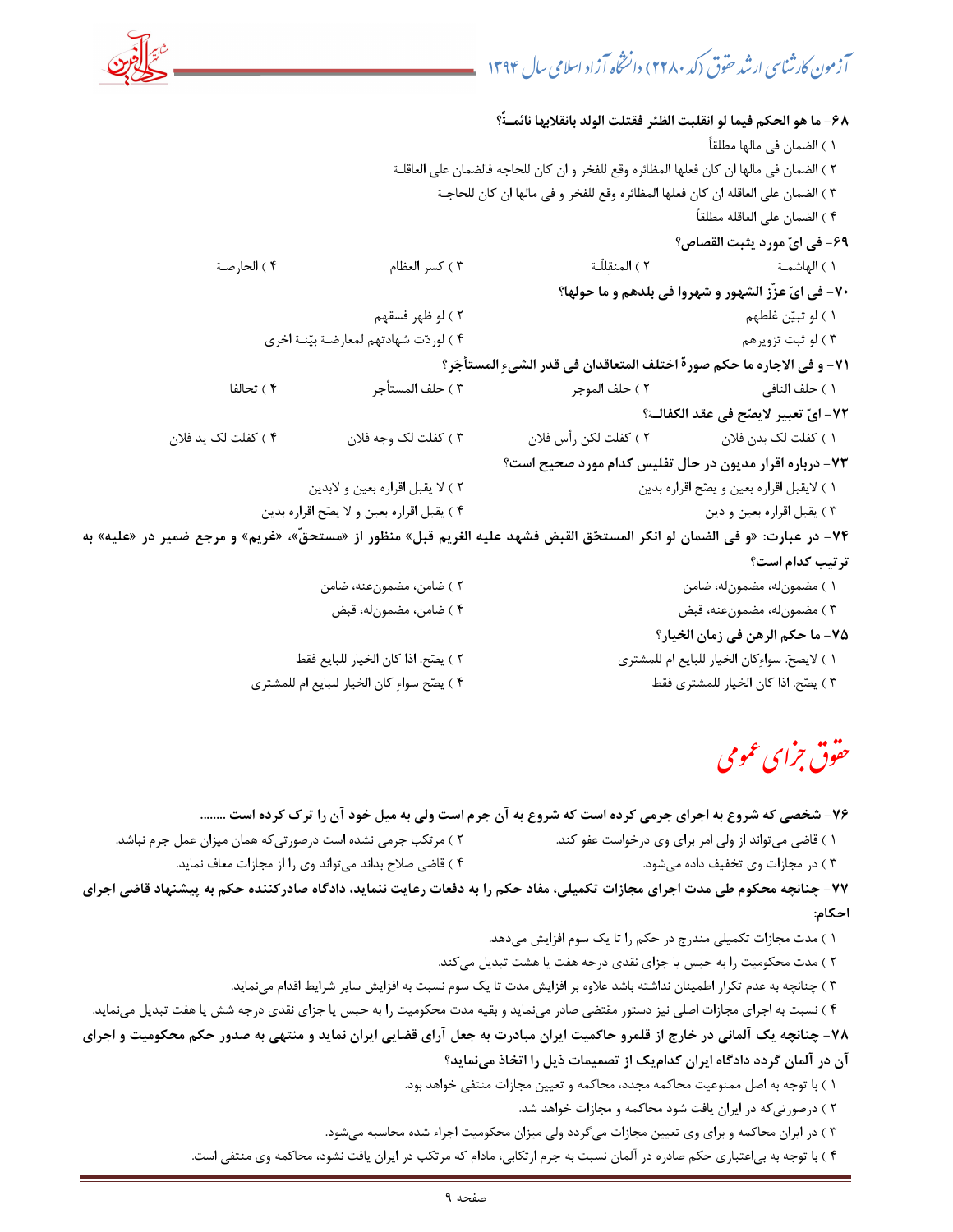**۶۸- ما هو الحکم فیما لو انقلبت الظئر فقتلت الولد بانقلابها نائمـةً؟**

۱ ) الضمان فی مالها مطلقاً

۲ ) الضمان فی مالها ان کان فعلها المظائره وقع للفخر و ان کان للحاجه فالضمان علی العاقلـة

۳ ) الضمان علی العاقله ان کان فعلها المظائره وقع للفخر و فی مالها ان کان للحاجـة

۴ ) الضمان علی العاقله مطلقاً

**۶۹- فی ایّ مورد یثبت القصاص؟**

۱ ) الهاشمـة ۲ ) المنقلّـة ۳ ) کسر العظام ۴ ) الحارصـة

**۷۰- فی ایّ عزّز الشهور و شهروا فی بلدهم و ما حولها؟**

۱ ) لو تبیّن غلطهم ۲ ) لو ظهر فسقهم

۳ ) لو ثبت تزویرهم ۴ ) لوردّت شهادتهم لمعارضـة بیّنـة اخری

**۷۱- و فی الاجاره ما حکم صورة اختلف المتعاقدان فی قدر الشیءِ المستأجَر؟**

۱ ) حلف النافی ۲ ) حلف الموجر ۳ ) حلف المستأجر ۴ ) تحالفا

**۷۲- ایّ تعبیر لایصحّ فی عقد الکفالـة؟**

۱ ) کفلت لک بدن فلان ۲ ) کفلت لکن رأس فلان ۳ ) کفلت لک وجه فلان ۴ ) کفلت لک ید فلان

**۷۳- درباره اقرار مدیون در حال تفلیس کدام مورد صحیح است؟**

۱ ) لایقبل اقراره بعین و یصّح اقراره بدین ۲ ) لا یقبل اقراره بعین و لابدین

۳ ) یقبل اقراره بعین و دین ۴ ) یقبل اقراره بعین و لا یصّح اقراره بدین

**۷۴- در عبارت: «و فی الضمان لو انکر المستحق القبض فشهد علیه الغریم قبل» منظور از «مستحقّ»، «غریم» و مرجع ضمیر در «علیه» به ترتیب کدام است؟**

۱ ) مضمون‌له، مضمون‌له، ضامن ۲ ) ضامن، مضمون‌عنه، ضامن

۳ ) مضمون‌له، مضمون‌عنه، قبض ۴ ) ضامن، مضمون‌له، قبض

**۷۵- ما حکم الرهن فی زمان الخیار؟**

۱ ) لایصحّ. سواءکان الخیار للبایع ام للمشتری ۲ ) یصّح. اذا کان الخیار للبایع فقط

۳ ) یصّح. اذا کان الخیار للمشتری فقط ۴ ) یصّح سواءِ کان الخیار للبایع ام للمشتری

# حقوق جزای عمومی

**۷۶- شخصی که شروع به اجرای جرمی کرده است که شروع به آن جرم است ولی به میل خود آن را ترک کرده است ........**

۱ ) قاضی می‌تواند از ولی امر برای وی درخواست عفو کند. ۲ ) مرتکب جرمی نشده است درصورتی‌که همان میزان عمل جرم نباشد.

۳ ) در مجازات وی تخفیف داده می‌شود. ۴ ) قاضی صلاح بداند می‌تواند وی را از مجازات معاف نماید.

**۷۷- چنانچه محکوم طی مدت اجرای مجازات تکمیلی، مفاد حکم را به دفعات رعایت ننماید، دادگاه صادرکننده حکم به پیشنهاد قاضی اجرای احکام:**

۱ ) مدت مجازات تکمیلی مندرج در حکم را تا یک سوم افزایش می‌دهد.

۲ ) مدت محکومیت را به حبس یا جزای نقدی درجه هفت یا هشت تبدیل می‌کند.

۳ ) چنانچه به عدم تکرار اطمینان نداشته باشد علاوه بر افزایش مدت تا یک سوم نسبت به افزایش سایر شرایط اقدام می‌نماید.

۴ ) نسبت به اجرای مجازات اصلی نیز دستور مقتضی صادر می‌نماید و بقیه مدت محکومیت را به حبس یا جزای نقدی درجه شش یا هفت تبدیل می‌نماید.

**۷۸- چنانچه یک آلمانی در خارج از قلمرو حاکمیت ایران مبادرت به جعل آرای قضایی ایران نماید و منتهی به صدور حکم محکومیت و اجرای آن در آلمان گردد دادگاه ایران کدام‌یک از تصمیمات ذیل را اتخاذ می‌نماید؟**

۱ ) با توجه به اصل ممنوعیت محاکمه مجدد، محاکمه و تعیین مجازات منتفی خواهد بود.

۲ ) درصورتی‌که در ایران یافت شود محاکمه و مجازات خواهد شد.

۳ ) در ایران محاکمه و برای وی تعیین مجازات می‌گردد ولی میزان محکومیت اجراء شده محاسبه می‌شود.

۴ ) با توجه به بی‌اعتباری حکم صادره در آلمان نسبت به جرم ارتکابی، مادام که مرتکب در ایران یافت نشود، محاکمه وی منتفی است.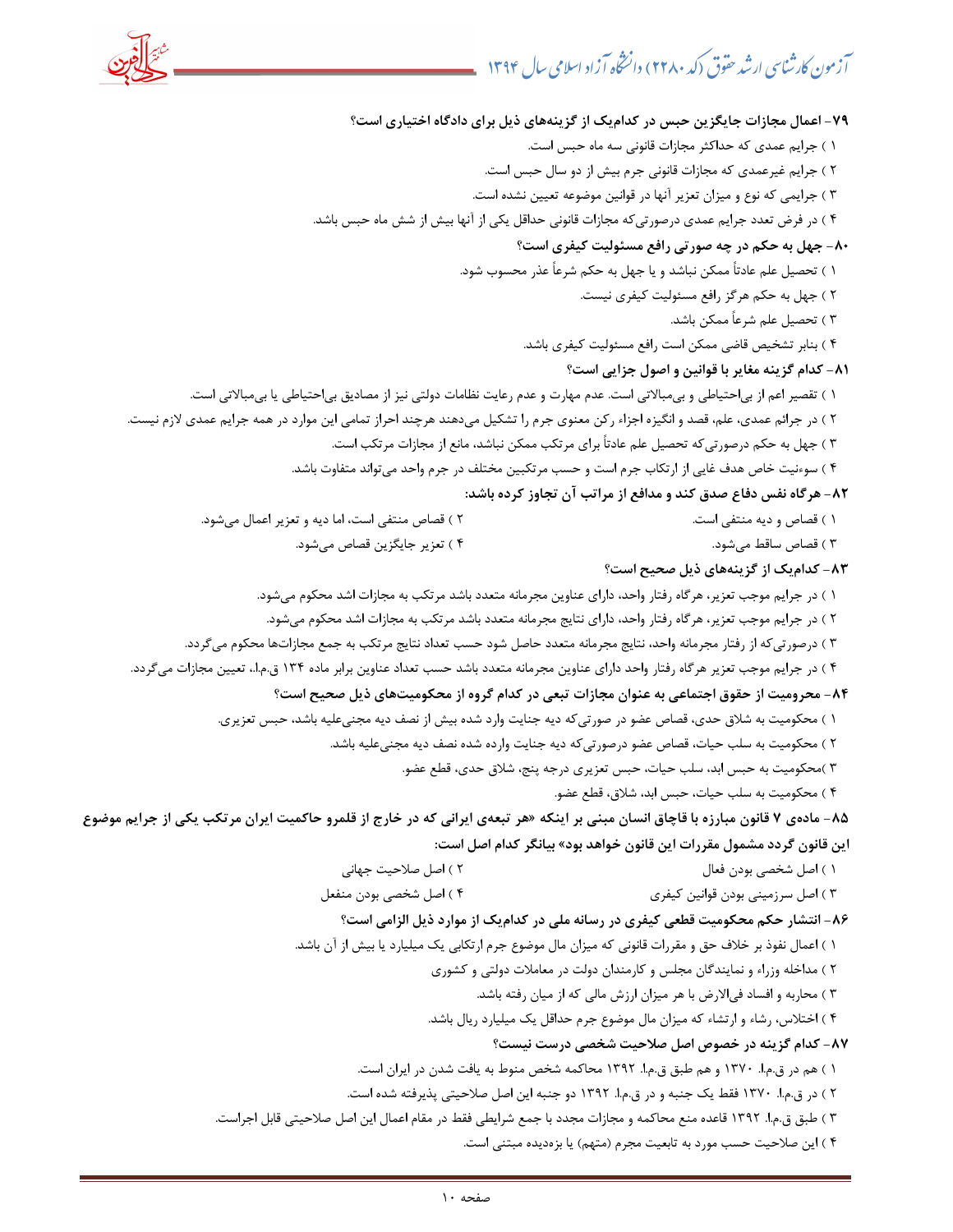**۷۹- اعمال مجازات جایگزین حبس در کدام‌یک از گزینه‌های ذیل برای دادگاه اختیاری است؟**

۱ ) جرایم عمدی که حداکثر مجازات قانونی سه ماه حبس است.

۲ ) جرایم غیرعمدی که مجازات قانونی جرم بیش از دو سال حبس است.

۳ ) جرایمی که نوع و میزان تعزیر آنها در قوانین موضوعه تعیین نشده است.

۴ ) در فرض تعدد جرایم عمدی درصورتی‌که مجازات قانونی حداقل یکی از آنها بیش از شش ماه حبس باشد.

**۸۰- جهل به حکم در چه صورتی رافع مسئولیت کیفری است؟**

۱ ) تحصیل علم عادتاً ممکن نباشد و یا جهل به حکم شرعاً عذر محسوب شود.

۲ ) جهل به حکم هرگز رافع مسئولیت کیفری نیست.

۳ ) تحصیل علم شرعاً ممکن باشد.

۴ ) بنابر تشخیص قاضی ممکن است رافع مسئولیت کیفری باشد.

**۸۱- کدام گزینه مغایر با قوانین و اصول جزایی است؟**

۱ ) تقصیر اعم از بی‌احتیاطی و بی‌مبالاتی است. عدم مهارت و عدم رعایت نظامات دولتی نیز از مصادیق بی‌احتیاطی یا بی‌مبالاتی است.

۲ ) در جرائم عمدی، علم، قصد و انگیزه اجزاء رکن معنوی جرم را تشکیل می‌دهند هرچند احراز تمامی این موارد در همه جرایم عمدی لازم نیست.

۳ ) جهل به حکم درصورتی‌که تحصیل علم عادتاً برای مرتکب ممکن نباشد، مانع از مجازات مرتکب است.

۴ ) سوءنیت خاص هدف غایی از ارتکاب جرم است و حسب مرتکبین مختلف در جرم واحد می‌تواند متفاوت باشد.

**۸۲- هرگاه نفس دفاع صدق کند و مدافع از مراتب آن تجاوز کرده باشد:**

۱ ) قصاص و دیه منتفی است.

۲ ) قصاص منتفی است، اما دیه و تعزیر اعمال می‌شود.

۳ ) قصاص ساقط می‌شود.

۴ ) تعزیر جایگزین قصاص می‌شود.

**۸۳- کدام‌یک از گزینه‌های ذیل صحیح است؟**

۱ ) در جرایم موجب تعزیر، هرگاه رفتار واحد، دارای عناوین مجرمانه متعدد باشد مرتکب به مجازات اشد محکوم می‌شود.

۲ ) در جرایم موجب تعزیر، هرگاه رفتار واحد، دارای نتایج مجرمانه متعدد باشد مرتکب به مجازات اشد محکوم می‌شود.

۳ ) درصورتی‌که از رفتار مجرمانه واحد، نتایج مجرمانه متعدد حاصل شود حسب تعداد نتایج مرتکب به جمع مجازات‌ها محکوم می‌گردد.

۴ ) در جرایم موجب تعزیر هرگاه رفتار واحد دارای عناوین مجرمانه متعدد باشد حسب تعداد عناوین برابر ماده ۱۳۴ ق.م.ا.، تعیین مجازات می‌گردد.

**۸۴- محرومیت از حقوق اجتماعی به عنوان مجازات تبعی در کدام گروه از محکومیت‌های ذیل صحیح است؟**

۱ ) محکومیت به شلاق حدی، قصاص عضو در صورتی‌که دیه جنایت وارد شده بیش از نصف دیه مجنی‌علیه باشد، حبس تعزیری.

۲ ) محکومیت به سلب حیات، قصاص عضو درصورتی‌که دیه جنایت وارده شده نصف دیه مجنی‌علیه باشد.

۳ )محکومیت به حبس ابد، سلب حیات، حبس تعزیری درجه پنج، شلاق حدی، قطع عضو.

۴ ) محکومیت به سلب حیات، حبس ابد، شلاق، قطع عضو.

**۸۵- ماده‌ی ۷ قانون مبارزه با قاچاق انسان مبنی بر اینکه «هر تبعه‌ی ایرانی که در خارج از قلمرو حاکمیت ایران مرتکب یکی از جرایم موضوع این قانون گردد مشمول مقررات این قانون خواهد بود» بیانگر کدام اصل است:**

۱ ) اصل شخصی بودن فعال

۲ ) اصل صلاحیت جهانی

۳ ) اصل سرزمینی بودن قوانین کیفری

۴ ) اصل شخصی بودن منفعل

**۸۶- انتشار حکم محکومیت قطعی کیفری در رسانه ملی در کدام‌یک از موارد ذیل الزامی است؟**

۱ ) اعمال نفوذ بر خلاف حق و مقررات قانونی که میزان مال موضوع جرم ارتکابی یک میلیارد یا بیش از آن باشد.

۲ ) مداخله وزراء و نمایندگان مجلس و کارمندان دولت در معاملات دولتی و کشوری

۳ ) محاربه و افساد فی‌الارض با هر میزان ارزش مالی که از میان رفته باشد.

۴ ) اختلاس، رشاء و ارتشاء که میزان مال موضوع جرم حداقل یک میلیارد ریال باشد.

**۸۷- کدام گزینه در خصوص اصل صلاحیت شخصی درست نیست؟**

۱ ) هم در ق.م.ا. ۱۳۷۰ و هم طبق ق.م.ا. ۱۳۹۲ محاکمه شخص منوط به یافت شدن در ایران است.

۲ ) در ق.م.ا. ۱۳۷۰ فقط یک جنبه و در ق.م.ا. ۱۳۹۲ دو جنبه این اصل صلاحیتی پذیرفته شده است.

۳ ) طبق ق.م.ا. ۱۳۹۲ قاعده منع محاکمه و مجازات مجدد با جمع شرایطی فقط در مقام اعمال این اصل صلاحیتی قابل اجراست.

۴ ) این صلاحیت حسب مورد به تابعیت مجرم (متهم) یا بزه‌دیده مبتنی است.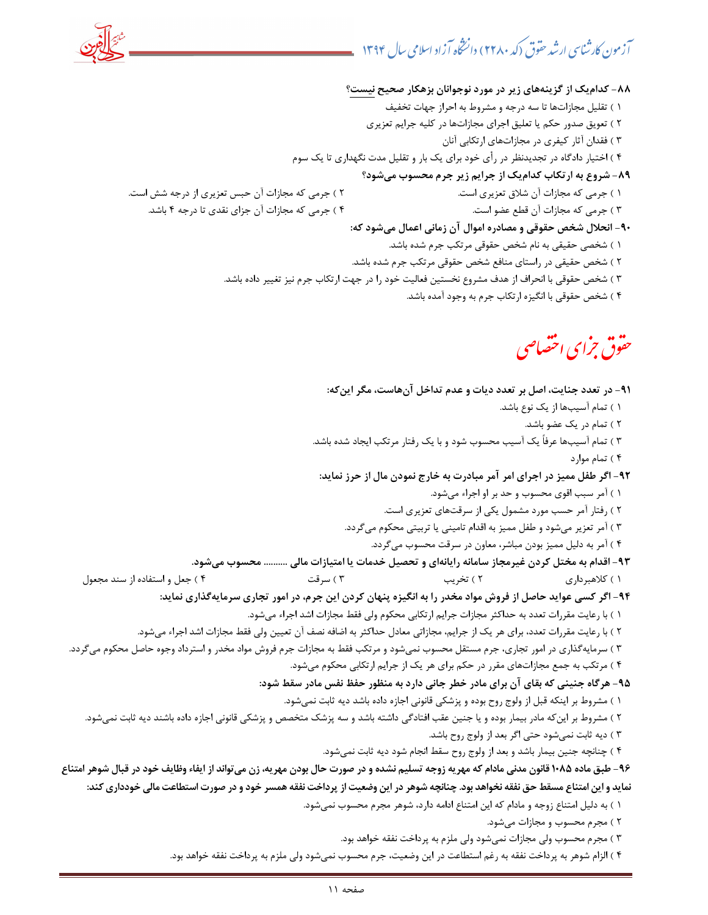**۸۸- کدام‌یک از گزینه‌های زیر در مورد نوجوانان بزهکار صحیح نیست؟**

۱ ) تقلیل مجازات‌ها تا سه درجه و مشروط به احراز جهات تخفیف

۲ ) تعویق صدور حکم یا تعلیق اجرای مجازات‌ها در کلیه جرایم تعزیری

۳ ) فقدان آثار کیفری در مجازات‌های ارتکابی آنان

۴ ) اختیار دادگاه در تجدیدنظر در رأی خود برای یک بار و تقلیل مدت نگهداری تا یک سوم

**۸۹- شروع به ارتکاب کدام‌یک از جرایم زیر جرم محسوب می‌شود؟**

۱ ) جرمی که مجازات آن شلاق تعزیری است.

۲ ) جرمی که مجازات آن حبس تعزیری از درجه شش است.

۳ ) جرمی که مجازات آن قطع عضو است.

۴ ) جرمی که مجازات آن جزای نقدی تا درجه ۴ باشد.

**۹۰- انحلال شخص حقوقی و مصادره اموال آن زمانی اعمال می‌شود که:**

۱ ) شخصی حقیقی به نام شخص حقوقی مرتکب جرم شده باشد.

۲ ) شخص حقیقی در راستای منافع شخص حقوقی مرتکب جرم شده باشد.

۳ ) شخص حقوقی با انحراف از هدف مشروع نخستین فعالیت خود را در جهت ارتکاب جرم نیز تغییر داده باشد.

۴ ) شخص حقوقی با انگیزه ارتکاب جرم به وجود آمده باشد.

# حقوق جزای اختصاصی

**۹۱- در تعدد جنایت، اصل بر تعدد دیات و عدم تداخل آن‌هاست، مگر این‌که:**

۱ ) تمام آسیب‌ها از یک نوع باشد.

۲ ) تمام در یک عضو باشد.

۳ ) تمام آسیب‌ها عرفاً یک آسیب محسوب شود و با یک رفتار مرتکب ایجاد شده باشد.

۴ ) تمام موارد

**۹۲- اگر طفل ممیز در اجرای امر آمر مبادرت به خارج نمودن مال از حرز نماید:**

۱ ) آمر سبب اقوی محسوب و حد بر او اجراء می‌شود.

۲ ) رفتار آمر حسب مورد مشمول یکی از سرقت‌های تعزیری است.

۳ ) آمر تعزیر می‌شود و طفل ممیز به اقدام تامینی یا تربیتی محکوم می‌گردد.

۴ ) آمر به دلیل ممیز بودن مباشر، معاون در سرقت محسوب می‌گردد.

**۹۳- اقدام به مختل کردن غیرمجاز سامانه رایانه‌ای و تحصیل خدمات یا امتیازات مالی .......... محسوب می‌شود.**

۱ ) کلاهبرداری

۲ ) تخریب

۳ ) سرقت

۴ ) جعل و استفاده از سند مجعول

**۹۴- اگر کسی عواید حاصل از فروش مواد مخدر را به انگیزه پنهان کردن این جرم، در امور تجاری سرمایه‌گذاری نماید:**

۱ ) با رعایت مقررات تعدد به حداکثر مجازات جرایم ارتکابی محکوم ولی فقط مجازات اشد اجراء می‌شود.

۲ ) با رعایت مقررات تعدد، برای هر یک از جرایم، مجازاتی معادل حداکثر به اضافه نصف آن تعیین ولی فقط مجازات اشد اجراء می‌شود.

۳ ) سرمایه‌گذاری در امور تجاری، جرم مستقل محسوب نمی‌شود و مرتکب فقط به مجازات جرم فروش مواد مخدر و استرداد وجوه حاصل محکوم می‌گردد.

۴ ) مرتکب به جمع مجازات‌های مقرر در حکم برای هر یک از جرایم ارتکابی محکوم می‌شود.

**۹۵- هرگاه جنینی که بقای آن برای مادر خطر جانی دارد به منظور حفظ نفس مادر سقط شود:**

۱ ) مشروط بر اینکه قبل از ولوج روح بوده و پزشکی قانونی اجازه داده باشد دیه ثابت نمی‌شود.

۲ ) مشروط بر این‌که مادر بیمار بوده و یا جنین عقب افتادگی داشته باشد و سه پزشک متخصص و پزشکی قانونی اجازه داده باشند دیه ثابت نمی‌شود.

۳ ) دیه ثابت نمی‌شود حتی اگر بعد از ولوج روح باشد.

۴ ) چنانچه جنین بیمار باشد و بعد از ولوج روح سقط انجام شود دیه ثابت نمی‌شود.

**۹۶- طبق ماده ۱۰۸۵ قانون مدنی مادام که مهریه زوجه تسلیم نشده و در صورت حال بودن مهریه، زن می‌تواند از ایفاء وظایف خود در قبال شوهر امتناع نماید و این امتناع مسقط حق نفقه نخواهد بود. چنانچه شوهر در این وضعیت از پرداخت نفقه همسر خود و در صورت استطاعت مالی خودداری کند:**

۱ ) به دلیل امتناع زوجه و مادام که این امتناع ادامه دارد، شوهر مجرم محسوب نمی‌شود.

۲ ) مجرم محسوب و مجازات می‌شود.

۳ ) مجرم محسوب ولی مجازات نمی‌شود ولی ملزم به پرداخت نفقه خواهد بود.

۴ ) الزام شوهر به پرداخت نفقه به رغم استطاعت در این وضعیت، جرم محسوب نمی‌شود ولی ملزم به پرداخت نفقه خواهد بود.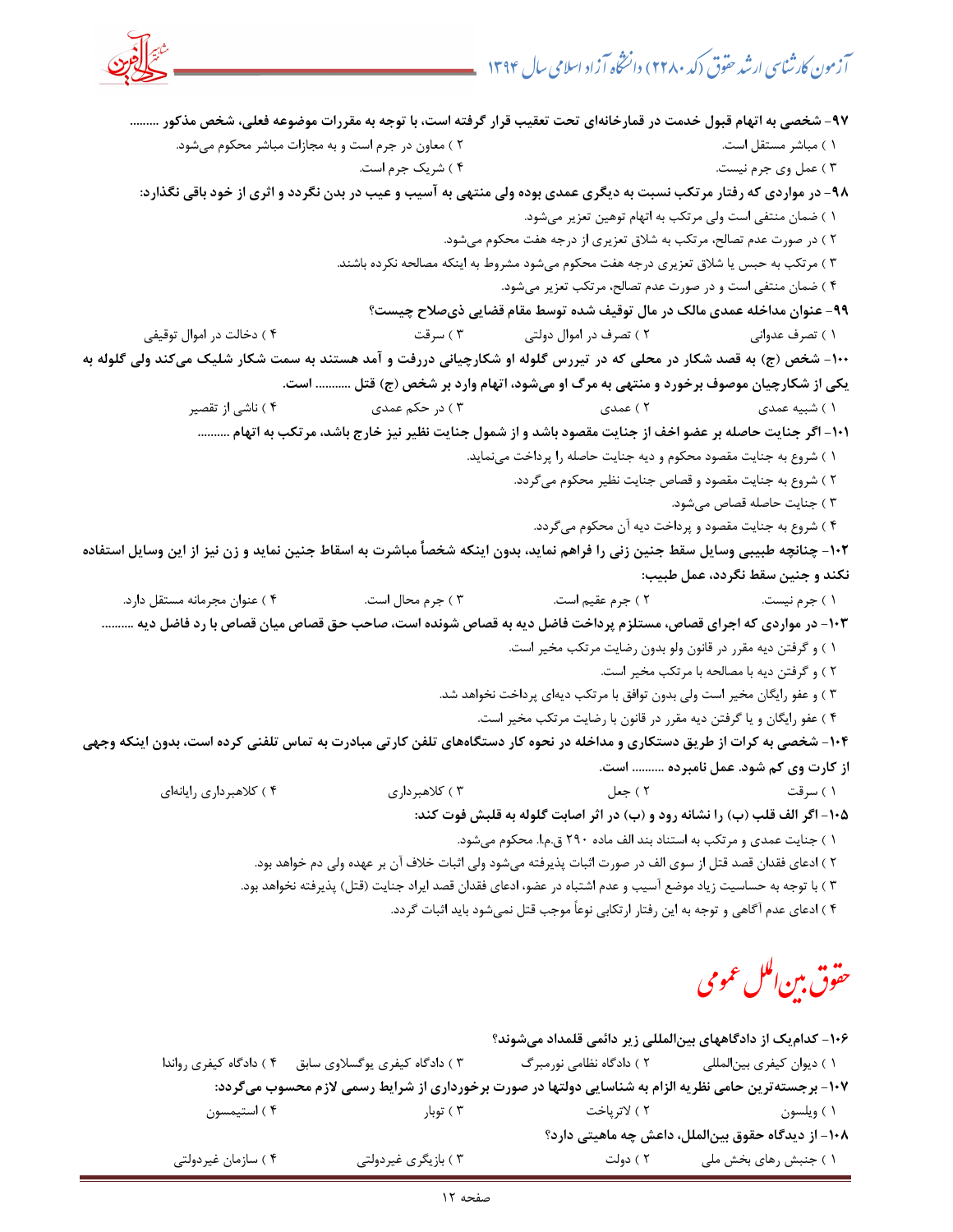۹۷- شخصی به اتهام قبول خدمت در قمارخانه‌ای تحت تعقیب قرار گرفته است، با توجه به مقررات موضوعه فعلی، شخص مذکور .........

۱ ) مباشر مستقل است.
۲ ) معاون در جرم است و به مجازات مباشر محکوم می‌شود.
۳ ) عمل وی جرم نیست.
۴ ) شریک جرم است.

۹۸- در مواردی که رفتار مرتکب نسبت به دیگری عمدی بوده ولی منتهی به آسیب و عیب در بدن نگردد و اثری از خود باقی نگذارد:

۱ ) ضمان منتفی است ولی مرتکب به اتهام توهین تعزیر می‌شود.
۲ ) در صورت عدم تصالح، مرتکب به شلاق تعزیری از درجه هفت محکوم می‌شود.
۳ ) مرتکب به حبس یا شلاق تعزیری درجه هفت محکوم می‌شود مشروط به اینکه مصالحه نکرده باشند.
۴ ) ضمان منتفی است و در صورت عدم تصالح، مرتکب تعزیر می‌شود.

۹۹- عنوان مداخله عمدی مالک در مال توقیف شده توسط مقام قضایی ذی‌صلاح چیست؟

۱ ) تصرف عدوانی
۲ ) تصرف در اموال دولتی
۳ ) سرقت
۴ ) دخالت در اموال توقیفی

۱۰۰- شخص (ج) به قصد شکار در محلی که در تیررس گلوله او شکارچیان دررفت و آمد هستند به سمت شکار شلیک می‌کند ولی گلوله به یکی از شکارچیان موصوف برخورد و منتهی به مرگ او می‌شود، اتهام وارد بر شخص (ج) قتل .......... است.

۱ ) شبیه عمدی
۲ ) عمدی
۳ ) در حکم عمدی
۴ ) ناشی از تقصیر

۱۰۱- اگر جنایت حاصله بر عضو اخف از جنایت مقصود باشد و از شمول جنایت نظیر نیز خارج باشد، مرتکب به اتهام ..........

۱ ) شروع به جنایت مقصود محکوم و دیه جنایت حاصله را پرداخت می‌نماید.
۲ ) شروع به جنایت مقصود و قصاص جنایت نظیر محکوم می‌گردد.
۳ ) جنایت حاصله قصاص می‌شود.
۴ ) شروع به جنایت مقصود و پرداخت دیه آن محکوم می‌گردد.

۱۰۲- چنانچه طبیبی وسایل سقط جنین زنی را فراهم نماید، بدون اینکه شخصاً مباشرت به اسقاط جنین نماید و زن نیز از این وسایل استفاده نکند و جنین سقط نگردد، عمل طبیب:

۱ ) جرم نیست.
۲ ) جرم عقیم است.
۳ ) جرم محال است.
۴ ) عنوان مجرمانه مستقل دارد.

۱۰۳- در مواردی که اجرای قصاص، مستلزم پرداخت فاضل دیه به قصاص شونده است، صاحب حق قصاص میان قصاص با رد فاضل دیه .........

۱ ) و گرفتن دیه مقرر در قانون ولو بدون رضایت مرتکب مخیر است.
۲ ) و گرفتن دیه با مصالحه با مرتکب مخیر است.
۳ ) و عفو رایگان مخیر است ولی بدون توافق با مرتکب دیه‌ای پرداخت نخواهد شد.
۴ ) عفو رایگان و یا گرفتن دیه مقرر در قانون با رضایت مرتکب مخیر است.

۱۰۴- شخصی به کرات از طریق دستکاری و مداخله در نحوه کار دستگاه‌های تلفن کارتی مبادرت به تماس تلفنی کرده است، بدون اینکه وجهی از کارت وی کم شود. عمل نامبرده .......... است.

۱ ) سرقت
۲ ) جعل
۳ ) کلاهبرداری
۴ ) کلاهبرداری رایانه‌ای

۱۰۵- اگر الف قلب (ب) را نشانه رود و (ب) در اثر اصابت گلوله به قلبش فوت کند:

۱ ) جنایت عمدی و مرتکب به استناد بند الف ماده ۲۹۰ ق.م.ا. محکوم می‌شود.
۲ ) ادعای فقدان قصد قتل از سوی الف در صورت اثبات پذیرفته می‌شود ولی اثبات خلاف آن بر عهده ولی دم خواهد بود.
۳ ) با توجه به حساسیت زیاد موضع آسیب و عدم اشتباه در عضو، ادعای فقدان قصد ایراد جنایت (قتل) پذیرفته نخواهد بود.
۴ ) ادعای عدم آگاهی و توجه به این رفتار ارتکابی نوعاً موجب قتل نمی‌شود باید اثبات گردد.

# حقوق بین‌الملل عمومی

۱۰۶- کدام‌یک از دادگاههای بین‌المللی زیر دائمی قلمداد می‌شوند؟

۱ ) دیوان کیفری بین‌المللی
۲ ) دادگاه نظامی نورمبرگ
۳ ) دادگاه کیفری یوگسلاوی سابق
۴ ) دادگاه کیفری رواندا

۱۰۷- برجسته‌ترین حامی نظریه الزام به شناسایی دولتها در صورت برخورداری از شرایط رسمی لازم محسوب می‌گردد:

۱ ) ویلسون
۲ ) لاترپاخت
۳ ) توبار
۴ ) استیمسون

۱۰۸- از دیدگاه حقوق بین‌الملل، داعش چه ماهیتی دارد؟

۱ ) جنبش رهای بخش ملی
۲ ) دولت
۳ ) بازیگری غیردولتی
۴ ) سازمان غیردولتی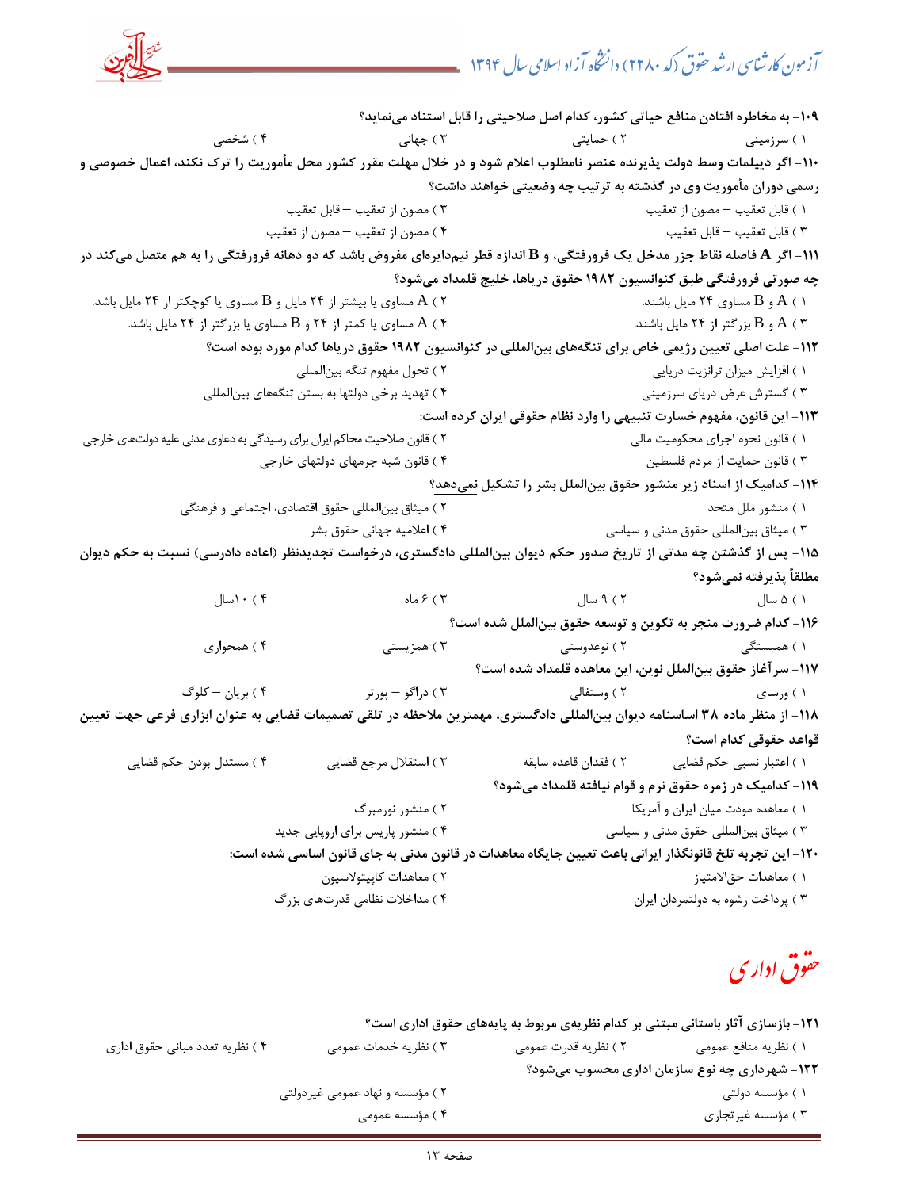۱۰۹- به مخاطره افتادن منافع حیاتی کشور، کدام اصل صلاحیتی را قابل استناد می‌نماید؟

۱ ) سرزمینی
۲ ) حمایتی
۳ ) جهانی
۴ ) شخصی

۱۱۰- اگر دیپلمات وسط دولت پذیرنده عنصر نامطلوب اعلام شود و در خلال مهلت مقرر کشور محل مأموریت را ترک نکند، اعمال خصوصی و رسمی دوران مأموریت وی در گذشته به ترتیب چه وضعیتی خواهند داشت؟

۱ ) قابل تعقیب – مصون از تعقیب
۳ ) مصون از تعقیب – قابل تعقیب
۳ ) قابل تعقیب – قابل تعقیب
۴ ) مصون از تعقیب – مصون از تعقیب

۱۱۱- اگر A فاصله نقاط جزر مدخل یک فرورفتگی، و B اندازه قطر نیم‌دایره‌ای مفروض باشد که دو دهانه فرورفتگی را به هم متصل می‌کند در چه صورتی فرورفتگی طبق کنوانسیون ۱۹۸۲ حقوق دریاها، خلیج قلمداد می‌شود؟

۱ ) A و B مساوی ۲۴ مایل باشند.
۲ ) A مساوی یا بیشتر از ۲۴ مایل و B مساوی یا کوچکتر از ۲۴ مایل باشد.
۳ ) A و B بزرگتر از ۲۴ مایل باشند.
۴ ) A مساوی یا کمتر از ۲۴ و B مساوی یا بزرگتر از ۲۴ مایل باشد.

۱۱۲- علت اصلی تعیین رژیمی خاص برای تنگه‌های بین‌المللی در کنوانسیون ۱۹۸۲ حقوق دریاها کدام مورد بوده است؟

۱ ) افزایش میزان ترانزیت دریایی
۲ ) تحول مفهوم تنگه بین‌المللی
۳ ) گسترش عرض دریای سرزمینی
۴ ) تهدید برخی دولتها به بستن تنگه‌های بین‌المللی

۱۱۳- این قانون، مفهوم خسارت تنبیهی را وارد نظام حقوقی ایران کرده است:

۱ ) قانون نحوه اجرای محکومیت مالی
۲ ) قانون صلاحیت محاکم ایران برای رسیدگی به دعاوی مدنی علیه دولت‌های خارجی
۳ ) قانون حمایت از مردم فلسطین
۴ ) قانون شبه جرمهای دولتهای خارجی

۱۱۴- کدامیک از اسناد زیر منشور حقوق بین‌الملل بشر را تشکیل نمی‌دهد؟

۱ ) منشور ملل متحد
۲ ) میثاق بین‌المللی حقوق اقتصادی، اجتماعی و فرهنگی
۳ ) میثاق بین‌المللی حقوق مدنی و سیاسی
۴ ) اعلامیه جهانی حقوق بشر

۱۱۵- پس از گذشتن چه مدتی از تاریخ صدور حکم دیوان بین‌المللی دادگستری، درخواست تجدیدنظر (اعاده دادرسی) نسبت به حکم دیوان مطلقاً پذیرفته نمی‌شود؟

۱ ) ۵ سال
۲ ) ۹ سال
۳ ) ۶ ماه
۴ ) ۱۰سال

۱۱۶- کدام ضرورت منجر به تکوین و توسعه حقوق بین‌الملل شده است؟

۱ ) همبستگی
۲ ) نوعدوستی
۳ ) همزیستی
۴ ) همجواری

۱۱۷- سرآغاز حقوق بین‌الملل نوین، این معاهده قلمداد شده است؟

۱ ) ورسای
۲ ) وستفالی
۳ ) دراگو – پورتر
۴ ) بریان – کلوگ

۱۱۸- از منظر ماده ۳۸ اساسنامه دیوان بین‌المللی دادگستری، مهمترین ملاحظه در تلقی تصمیمات قضایی به عنوان ابزاری فرعی جهت تعیین قواعد حقوقی کدام است؟

۱ ) اعتبار نسبی حکم قضایی
۲ ) فقدان قاعده سابقه
۳ ) استقلال مرجع قضایی
۴ ) مستدل بودن حکم قضایی

۱۱۹- کدامیک در زمره حقوق نرم و قوام نیافته قلمداد می‌شود؟

۱ ) معاهده مودت میان ایران و آمریکا
۲ ) منشور نورمبرگ
۳ ) میثاق بین‌المللی حقوق مدنی و سیاسی
۴ ) منشور پاریس برای اروپایی جدید

۱۲۰- این تجربه تلخ قانونگذار ایرانی باعث تعیین جایگاه معاهدات در قانون مدنی به جای قانون اساسی شده است:

۱ ) معاهدات حق‌الامتیاز
۲ ) معاهدات کاپیتولاسیون
۳ ) پرداخت رشوه به دولتمردان ایران
۴ ) مداخلات نظامی قدرت‌های بزرگ

# حقوق اداری

۱۲۱- بازسازی آثار باستانی مبتنی بر کدام نظریه مربوط به پایه‌های حقوق اداری است؟

۱ ) نظریه منافع عمومی
۲ ) نظریه قدرت عمومی
۳ ) نظریه خدمات عمومی
۴ ) نظریه تعدد مبانی حقوق اداری

۱۲۲- شهرداری چه نوع سازمان اداری محسوب می‌شود؟

۱ ) مؤسسه دولتی
۲ ) مؤسسه و نهاد عمومی غیردولتی
۳ ) مؤسسه غیرتجاری
۴ ) مؤسسه عمومی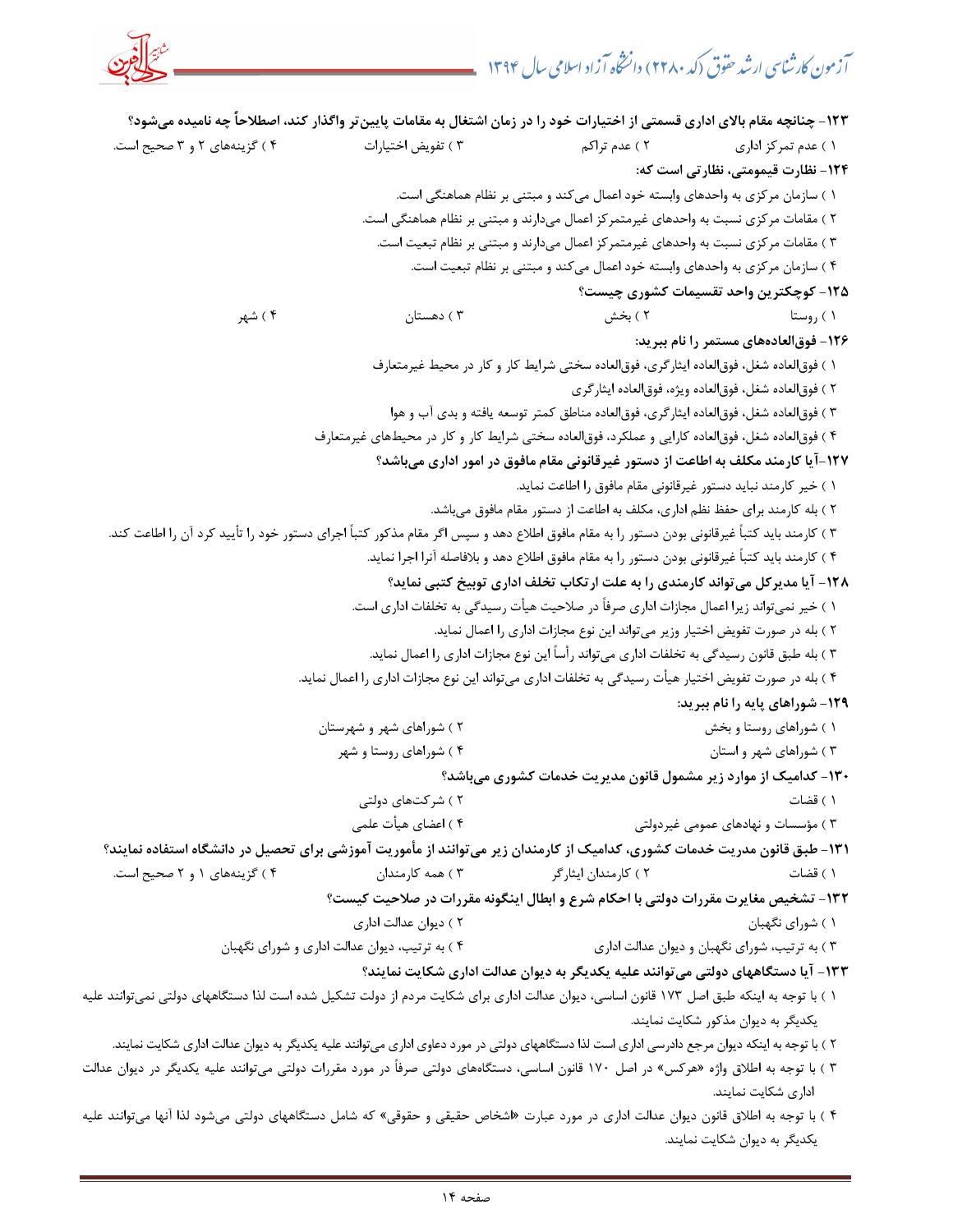**۱۲۳- چنانچه مقام بالای اداری قسمتی از اختیارات خود را در زمان اشتغال به مقامات پایین‌تر واگذار کند، اصطلاحاً چه نامیده می‌شود؟**

۱ ) عدم تمرکز اداری
۲ ) عدم تراکم
۳ ) تفویض اختیارات
۴ ) گزینه‌های ۲ و ۳ صحیح است.

**۱۲۴- نظارت قیمومتی، نظارتی است که:**

۱ ) سازمان مرکزی به واحدهای وابسته خود اعمال می‌کند و مبتنی بر نظام هماهنگی است.
۲ ) مقامات مرکزی نسبت به واحدهای غیرمتمرکز اعمال می‌دارند و مبتنی بر نظام هماهنگی است.
۳ ) مقامات مرکزی نسبت به واحدهای غیرمتمرکز اعمال می‌دارند و مبتنی بر نظام تبعیت است.
۴ ) سازمان مرکزی به واحدهای وابسته خود اعمال می‌کند و مبتنی بر نظام تبعیت است.

**۱۲۵- کوچکترین واحد تقسیمات کشوری چیست؟**

۱ ) روستا
۲ ) بخش
۳ ) دهستان
۴ ) شهر

**۱۲۶- فوق‌العاده‌های مستمر را نام ببرید:**

۱ ) فوق‌العاده شغل، فوق‌العاده ایثارگری، فوق‌العاده سختی شرایط کار و کار در محیط غیرمتعارف
۲ ) فوق‌العاده شغل، فوق‌العاده ویژه، فوق‌العاده ایثارگری
۳ ) فوق‌العاده شغل، فوق‌العاده ایثارگری، فوق‌العاده مناطق کمتر توسعه یافته و بدی آب و هوا
۴ ) فوق‌العاده شغل، فوق‌العاده کارایی و عملکرد، فوق‌العاده سختی شرایط کار و کار در محیط‌های غیرمتعارف

**۱۲۷-آیا کارمند مکلف به اطاعت از دستور غیرقانونی مقام مافوق در امور اداری می‌باشد؟**

۱ ) خیر کارمند نباید دستور غیرقانونی مقام مافوق را اطاعت نماید.
۲ ) بله کارمند برای حفظ نظم اداری، مکلف به اطاعت از دستور مقام مافوق می‌باشد.
۳ ) کارمند باید کتباً غیرقانونی بودن دستور را به مقام مافوق اطلاع دهد و سپس اگر مقام مذکور کتباً اجرای دستور خود را تأیید کرد آن را اطاعت کند.
۴ ) کارمند باید کتباً غیرقانونی بودن دستور را به مقام مافوق اطلاع دهد و بلافاصله آنرا اجرا نماید.

**۱۲۸- آیا مدیرکل می‌تواند کارمندی را به علت ارتکاب تخلف اداری توبیخ کتبی نماید؟**

۱ ) خیر نمی‌تواند زیرا اعمال مجازات اداری صرفاً در صلاحیت هیأت رسیدگی به تخلفات اداری است.
۲ ) بله در صورت تفویض اختیار وزیر می‌تواند این نوع مجازات اداری را اعمال نماید.
۳ ) بله طبق قانون رسیدگی به تخلفات اداری می‌تواند رأساً این نوع مجازات اداری را اعمال نماید.
۴ ) بله در صورت تفویض اختیار هیأت رسیدگی به تخلفات اداری می‌تواند این نوع مجازات اداری را اعمال نماید.

**۱۲۹- شوراهای پایه را نام ببرید:**

۱ ) شوراهای روستا و بخش
۲ ) شوراهای شهر و شهرستان
۳ ) شوراهای شهر و استان
۴ ) شوراهای روستا و شهر

**۱۳۰- کدامیک از موارد زیر مشمول قانون مدیریت خدمات کشوری می‌باشد؟**

۱ ) قضات
۲ ) شرکت‌های دولتی
۳ ) مؤسسات و نهادهای عمومی غیردولتی
۴ ) اعضای هیأت علمی

**۱۳۱- طبق قانون مدیریت خدمات کشوری، کدامیک از کارمندان زیر می‌توانند از مأموریت آموزشی برای تحصیل در دانشگاه استفاده نمایند؟**

۱ ) قضات
۲ ) کارمندان ایثارگر
۳ ) همه کارمندان
۴ ) گزینه‌های ۱ و ۲ صحیح است.

**۱۳۲- تشخیص مغایرت مقررات دولتی با احکام شرع و ابطال اینگونه مقررات در صلاحیت کیست؟**

۱ ) شورای نگهبان
۲ ) دیوان عدالت اداری
۳ ) به ترتیب، شورای نگهبان و دیوان عدالت اداری
۴ ) به ترتیب، دیوان عدالت اداری و شورای نگهبان

**۱۳۳- آیا دستگاه‌های دولتی می‌توانند علیه یکدیگر به دیوان عدالت اداری شکایت نمایند؟**

۱ ) با توجه به اینکه طبق اصل ۱۷۳ قانون اساسی، دیوان عدالت اداری برای شکایت مردم از دولت تشکیل شده است لذا دستگاههای دولتی نمی‌توانند علیه یکدیگر به دیوان مذکور شکایت نمایند.
۲ ) با توجه به اینکه دیوان مرجع دادرسی اداری است لذا دستگاههای دولتی در مورد دعاوی اداری می‌توانند علیه یکدیگر به دیوان عدالت اداری شکایت نمایند.
۳ ) با توجه به اطلاق واژه «هرکس» در اصل ۱۷۰ قانون اساسی، دستگاه‌های دولتی صرفاً در مورد مقررات دولتی می‌توانند علیه یکدیگر در دیوان عدالت اداری شکایت نمایند.
۴ ) با توجه به اطلاق قانون دیوان عدالت اداری در مورد عبارت «اشخاص حقیقی و حقوقی» که شامل دستگاههای دولتی می‌شود لذا آنها می‌توانند علیه یکدیگر به دیوان شکایت نمایند.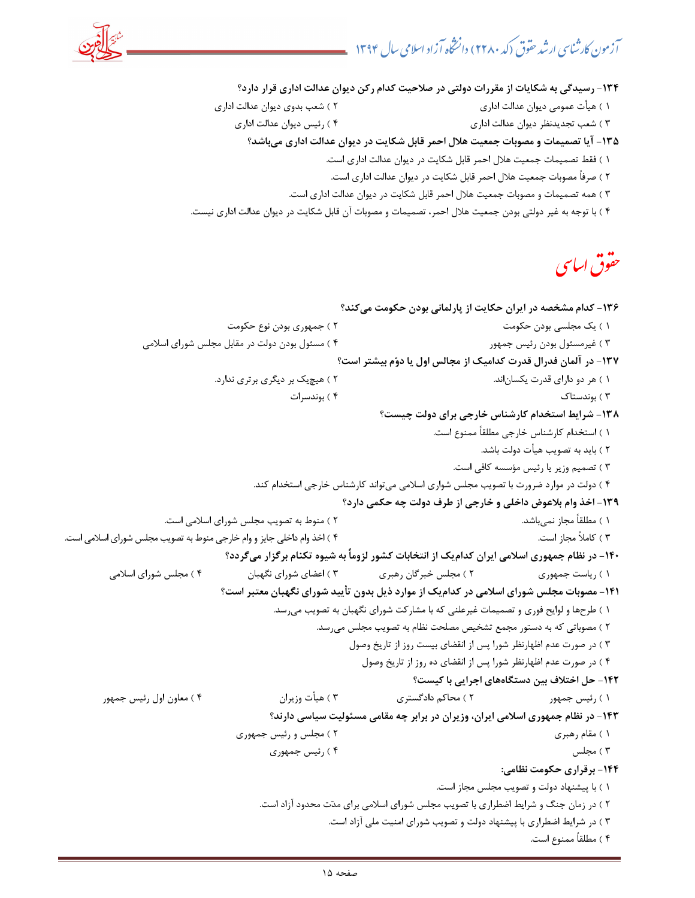**۱۳۴- رسیدگی به شکایات از مقررات دولتی در صلاحیت کدام رکن دیوان عدالت اداری قرار دارد؟**

۱ ) هیأت عمومی دیوان عدالت اداری
۲ ) شعب بدوی دیوان عدالت اداری
۳ ) شعب تجدیدنظر دیوان عدالت اداری
۴ ) رئیس دیوان عدالت اداری

**۱۳۵- آیا تصمیمات و مصوبات جمعیت هلال احمر قابل شکایت در دیوان عدالت اداری می‌باشد؟**

۱ ) فقط تصمیمات جمعیت هلال احمر قابل شکایت در دیوان عدالت اداری است.
۲ ) صرفاً مصوبات جمعیت هلال احمر قابل شکایت در دیوان عدالت اداری است.
۳ ) همه تصمیمات و مصوبات جمعیت هلال احمر قابل شکایت در دیوان عدالت اداری است.
۴ ) با توجه به غیر دولتی بودن جمعیت هلال احمر، تصمیمات و مصوبات آن قابل شکایت در دیوان عدالت اداری نیست.

# حقوق اساسی

**۱۳۶- کدام مشخصه در ایران حکایت از پارلمانی بودن حکومت می‌کند؟**

۱ ) یک مجلسی بودن حکومت
۲ ) جمهوری بودن نوع حکومت
۳ ) غیرمسئول بودن رئیس جمهور
۴ ) مسئول بودن دولت در مقابل مجلس شورای اسلامی

**۱۳۷- در آلمان فدرال قدرت کدامیک از مجالس اول یا دوّم بیشتر است؟**

۱ ) هر دو دارای قدرت یکسان‌اند.
۲ ) هیچیک بر دیگری برتری ندارد.
۳ ) بوندستاک
۴ ) بوندسرات

**۱۳۸- شرایط استخدام کارشناس خارجی برای دولت چیست؟**

۱ ) استخدام کارشناس خارجی مطلقاً ممنوع است.
۲ ) باید به تصویب هیأت دولت باشد.
۳ ) تصمیم وزیر یا رئیس مؤسسه کافی است.
۴ ) دولت در موارد ضرورت با تصویب مجلس شورای اسلامی می‌تواند کارشناس خارجی استخدام کند.

**۱۳۹- اخذ وام بلاعوض داخلی و خارجی از طرف دولت چه حکمی دارد؟**

۱ ) مطلقاً مجاز نمی‌باشد.
۲ ) منوط به تصویب مجلس شورای اسلامی است.
۳ ) کاملاً مجاز است.
۴ ) اخذ وام داخلی جایز و وام خارجی منوط به تصویب مجلس شورای اسلامی است.

**۱۴۰- در نظام جمهوری اسلامی ایران کدام‌یک از انتخابات کشور لزوماً به شیوه تکنام برگزار می‌گردد؟**

۱ ) ریاست جمهوری
۲ ) مجلس خبرگان رهبری
۳ ) اعضای شورای نگهبان
۴ ) مجلس شورای اسلامی

**۱۴۱- مصوبات مجلس شورای اسلامی در کدام‌یک از موارد ذیل بدون تأیید شورای نگهبان معتبر است؟**

۱ ) طرح‌ها و لوایح فوری و تصمیمات غیرعلنی که با مشارکت شورای نگهبان به تصویب می‌رسد.
۲ ) مصوباتی که به دستور مجمع تشخیص مصلحت نظام به تصویب مجلس می‌رسد.
۳ ) در صورت عدم اظهارنظر شورا پس از انقضای بیست روز از تاریخ وصول
۴ ) در صورت عدم اظهارنظر شورا پس از انقضای ده روز از تاریخ وصول

**۱۴۲- حل اختلاف بین دستگاه‌های اجرایی با کیست؟**

۱ ) رئیس جمهور
۲ ) محاکم دادگستری
۳ ) هیأت وزیران
۴ ) معاون اول رئیس جمهور

**۱۴۳- در نظام جمهوری اسلامی ایران، وزیران در برابر چه مقامی مسئولیت سیاسی دارند؟**

۱ ) مقام رهبری
۲ ) مجلس و رئیس جمهوری
۳ ) مجلس
۴ ) رئیس جمهوری

**۱۴۴- برقراری حکومت نظامی:**

۱ ) با پیشنهاد دولت و تصویب مجلس مجاز است.
۲ ) در زمان جنگ و شرایط اضطراری با تصویب مجلس شورای اسلامی برای مدّت محدود آزاد است.
۳ ) در شرایط اضطراری با پیشنهاد دولت و تصویب شورای امنیت ملی آزاد است.
۴ ) مطلقاً ممنوع است.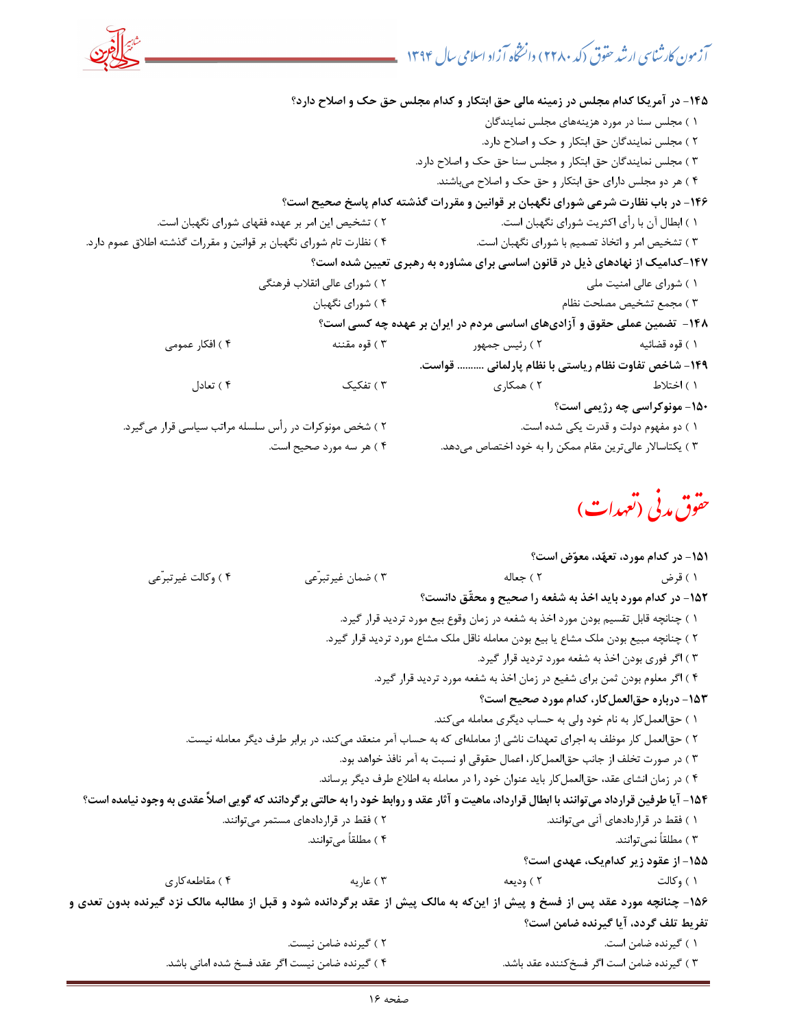**۱۴۵- در آمریکا کدام مجلس در زمینه مالی حق ابتکار و کدام مجلس حق حک و اصلاح دارد؟**

۱ ) مجلس سنا در مورد هزینه‌های مجلس نمایندگان

۲ ) مجلس نمایندگان حق ابتکار و حک و اصلاح دارد.

۳ ) مجلس نمایندگان حق ابتکار و مجلس سنا حق حک و اصلاح دارد.

۴ ) هر دو مجلس دارای حق ابتکار و حق حک و اصلاح می‌باشند.

**۱۴۶- در باب نظارت شرعی شورای نگهبان بر قوانین و مقررات گذشته کدام پاسخ صحیح است؟**

۱ ) ابطال آن با رأی اکثریت شورای نگهبان است.

۲ ) تشخیص این امر بر عهده فقهای شورای نگهبان است.

۳ ) تشخیص امر و اتخاذ تصمیم با شورای نگهبان است.

۴ ) نظارت تام شورای نگهبان بر قوانین و مقررات گذشته اطلاق عموم دارد.

**۱۴۷-کدامیک از نهادهای ذیل در قانون اساسی برای مشاوره به رهبری تعیین شده است؟**

۱ ) شورای عالی امنیت ملی

۲ ) شورای عالی انقلاب فرهنگی

۳ ) مجمع تشخیص مصلحت نظام

۴ ) شورای نگهبان

**۱۴۸- تضمین عملی حقوق و آزادی‌های اساسی مردم در ایران بر عهده چه کسی است؟**

۱ ) قوه قضائیه

۲ ) رئیس جمهور

۳ ) قوه مقننه

۴ ) افکار عمومی

**۱۴۹- شاخص تفاوت نظام ریاستی با نظام پارلمانی ......... قواست.**

۱ ) اختلاط

۲ ) همکاری

۳ ) تفکیک

۴ ) تعادل

**۱۵۰- مونوکراسی چه رژیمی است؟**

۱ ) دو مفهوم دولت و قدرت یکی شده است.

۲ ) شخص مونوکرات در رأس سلسله مراتب سیاسی قرار می‌گیرد.

۳ ) یکتاسالار عالی‌ترین مقام ممکن را به خود اختصاص می‌دهد.

۴ ) هر سه مورد صحیح است.

## حقوق مدنی (تعهدات)

**۱۵۱- در کدام مورد، تعهّد، معوّض است؟**

۱ ) قرض

۲ ) جعاله

۳ ) ضمان غیرتبرّعی

۴ ) وکالت غیرتبرّعی

**۱۵۲- در کدام مورد باید اخذ به شفعه را صحیح و محقّق دانست؟**

۱ ) چنانچه قابل تقسیم بودن مورد اخذ به شفعه در زمان وقوع بیع مورد تردید قرار گیرد.

۲ ) چنانچه مبیع بودن ملک مشاع یا بیع بودن معامله ناقل ملک مشاع مورد تردید قرار گیرد.

۳ ) اگر فوری بودن اخذ به شفعه مورد تردید قرار گیرد.

۴ ) اگر معلوم بودن ثمن برای شفیع در زمان اخذ به شفعه مورد تردید قرار گیرد.

**۱۵۳- درباره حق‌العمل‌کار، کدام مورد صحیح است؟**

۱ ) حق‌العمل‌کار به نام خود ولی به حساب دیگری معامله می‌کند.

۲ ) حق‌العمل کار موظف به اجرای تعهدات ناشی از معامله‌ای که به حساب آمر منعقد می‌کند، در برابر طرف دیگر معامله نیست.

۳ ) در صورت تخلف از جانب حق‌العمل‌کار، اعمال حقوقی او نسبت به آمر نافذ خواهد بود.

۴ ) در زمان انشای عقد، حق‌العمل‌کار باید عنوان خود را در معامله به اطلاع طرف دیگر برساند.

**۱۵۴- آیا طرفین قرارداد می‌توانند با ابطال قرارداد، ماهیت و آثار عقد و روابط خود را به حالتی برگردانند که گویی اصلاً عقدی به وجود نیامده است؟**

۱ ) فقط در قراردادهای آنی می‌توانند.

۲ ) فقط در قراردادهای مستمر می‌توانند.

۳ ) مطلقاً نمی‌توانند.

۴ ) مطلقاً می‌توانند.

**۱۵۵- از عقود زیر کدام‌یک، عهدی است؟**

۱ ) وکالت

۲ ) ودیعه

۳ ) عاریه

۴ ) مقاطعه‌کاری

**۱۵۶- چنانچه مورد عقد پس از فسخ و پیش از این‌که به مالک پیش از عقد برگردانده شود و قبل از مطالبه مالک نزد گیرنده بدون تعدی و تفریط تلف گردد، آیا گیرنده ضامن است؟**

۱ ) گیرنده ضامن است.

۲ ) گیرنده ضامن نیست.

۳ ) گیرنده ضامن است اگر فسخ‌کننده عقد باشد.

۴ ) گیرنده ضامن نیست اگر عقد فسخ شده امانی باشد.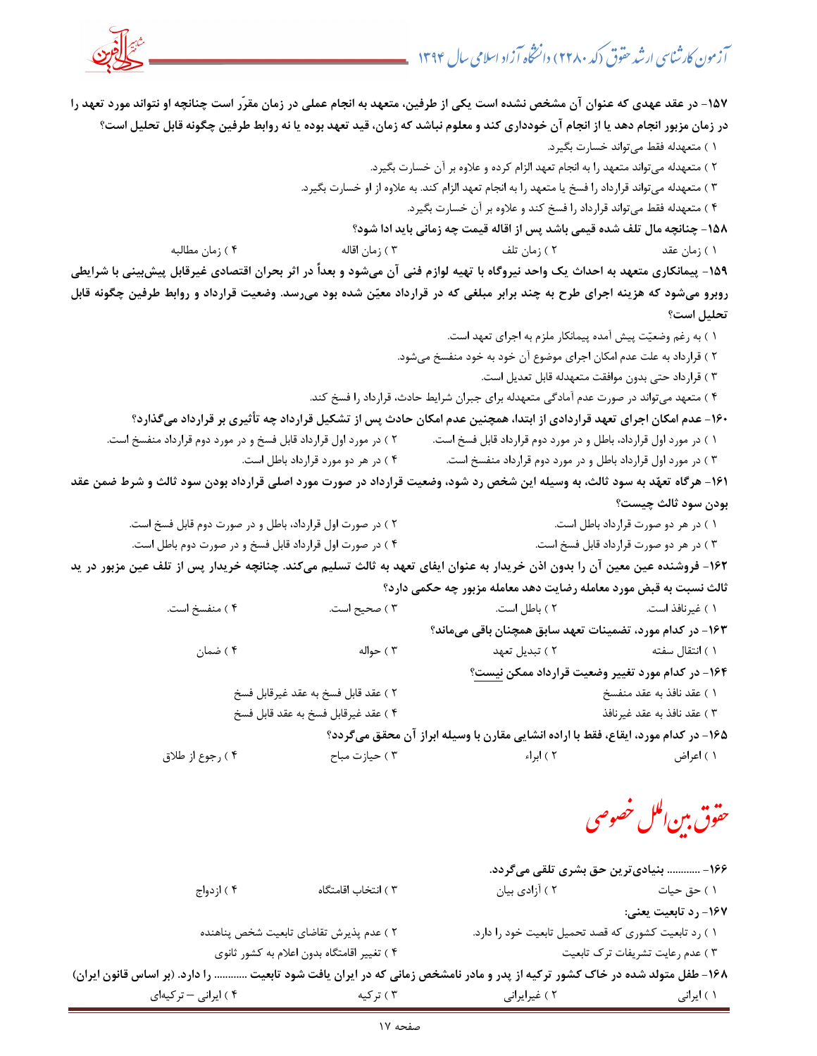**۱۵۷- در عقد عهدی که عنوان آن مشخص نشده است یکی از طرفین، متعهد به انجام عملی در زمان مقرّر است چنانچه او نتواند مورد تعهد را در زمان مزبور انجام دهد یا از انجام آن خودداری کند و معلوم نباشد که زمان، قید تعهد بوده یا نه روابط طرفین چگونه قابل تحلیل است؟**

۱ ) متعهدله فقط می‌تواند خسارت بگیرد.

۲ ) متعهدله می‌تواند متعهد را به انجام تعهد الزام کرده و علاوه بر آن خسارت بگیرد.

۳ ) متعهدله می‌تواند قرارداد را فسخ یا متعهد را به انجام تعهد الزام کند. به علاوه از او خسارت بگیرد.

۴ ) متعهدله فقط می‌تواند قرارداد را فسخ کند و علاوه بر آن خسارت بگیرد.

**۱۵۸- چنانچه مال تلف شده قیمی باشد پس از اقاله قیمت چه زمانی باید ادا شود؟**

۱ ) زمان عقد ۲ ) زمان تلف ۳ ) زمان اقاله ۴ ) زمان مطالبه

**۱۵۹- پیمانکاری متعهد به احداث یک واحد نیروگاه با تهیه لوازم فنی آن می‌شود و بعداً در اثر بحران اقتصادی غیرقابل پیش‌بینی با شرایطی روبرو می‌شود که هزینه اجرای طرح به چند برابر مبلغی که در قرارداد معیّن شده بود می‌رسد. وضعیت قرارداد و روابط طرفین چگونه قابل تحلیل است؟**

۱ ) به رغم وضعیّت پیش آمده پیمانکار ملزم به اجرای تعهد است.

۲ ) قرارداد به علت عدم امکان اجرای موضوع آن خود به خود منفسخ می‌شود.

۳ ) قرارداد حتی بدون موافقت متعهدله قابل تعدیل است.

۴ ) متعهد می‌تواند در صورت عدم آمادگی متعهدله برای جبران شرایط حادث، قرارداد را فسخ کند.

**۱۶۰- عدم امکان اجرای تعهد قراردادی از ابتدا، همچنین عدم امکان حادث پس از تشکیل قرارداد چه تأثیری بر قرارداد می‌گذارد؟**

۱ ) در مورد اول قرارداد، باطل و در مورد دوم قرارداد قابل فسخ است.

۲ ) در مورد اول قرارداد قابل فسخ و در مورد دوم قرارداد منفسخ است.

۳ ) در مورد اول قرارداد باطل و در مورد دوم قرارداد منفسخ است.

۴ ) در هر دو مورد قرارداد باطل است.

**۱۶۱- هرگاه تعهّد به سود ثالث، به وسیله این شخص رد شود، وضعیت قرارداد در صورت مورد اصلی قرارداد بودن سود ثالث و شرط ضمن عقد بودن سود ثالث چیست؟**

۱ ) در هر دو صورت قرارداد باطل است.

۲ ) در صورت اول قرارداد، باطل و در صورت دوم قابل فسخ است.

۳ ) در هر دو صورت قرارداد قابل فسخ است.

۴ ) در صورت اول قرارداد قابل فسخ و در صورت دوم باطل است.

**۱۶۲- فروشنده عین معین آن را بدون اذن خریدار به عنوان ایفای تعهد به ثالث تسلیم می‌کند. چنانچه خریدار پس از تلف عین مزبور در ید ثالث نسبت به قبض مورد معامله رضایت دهد معامله مزبور چه حکمی دارد؟**

۱ ) غیرنافذ است. ۲ ) باطل است. ۳ ) صحیح است. ۴ ) منفسخ است.

**۱۶۳- در کدام مورد، تضمینات تعهد سابق همچنان باقی می‌ماند؟**

۱ ) انتقال سفته ۲ ) تبدیل تعهد ۳ ) حواله ۴ ) ضمان

**۱۶۴- در کدام مورد تغییر وضعیت قرارداد ممکن نیست؟**

۱ ) عقد نافذ به عقد منفسخ

۲ ) عقد قابل فسخ به عقد غیرقابل فسخ

۳ ) عقد نافذ به عقد غیرنافذ

۴ ) عقد غیرقابل فسخ به عقد قابل فسخ

**۱۶۵- در کدام مورد، ایقاع، فقط با اراده انشایی مقارن با وسیله ابراز آن محقق می‌گردد؟**

۱ ) اعراض ۲ ) ابراء ۳ ) حیازت مباح ۴ ) رجوع از طلاق

## حقوق بین‌الملل خصوصی

**۱۶۶- ............ بنیادی‌ترین حق بشری تلقی می‌گردد.**

۱ ) حق حیات ۲ ) آزادی بیان ۳ ) انتخاب اقامتگاه ۴ ) ازدواج

**۱۶۷- رد تابعیت یعنی:**

۱ ) رد تابعیت کشوری که قصد تحمیل تابعیت خود را دارد.

۲ ) عدم پذیرش تقاضای تابعیت شخص پناهنده

۳ ) عدم رعایت تشریفات ترک تابعیت

۴ ) تغییر اقامتگاه بدون اعلام به کشور ثانوی

**۱۶۸- طفل متولد شده در خاک کشور ترکیه از پدر و مادر نامشخص زمانی که در ایران یافت شود تابعیت ............ را دارد. (بر اساس قانون ایران)**

۱ ) ایرانی ۲ ) غیرایرانی ۳ ) ترکیه ۴ ) ایرانی – ترکیه‌ای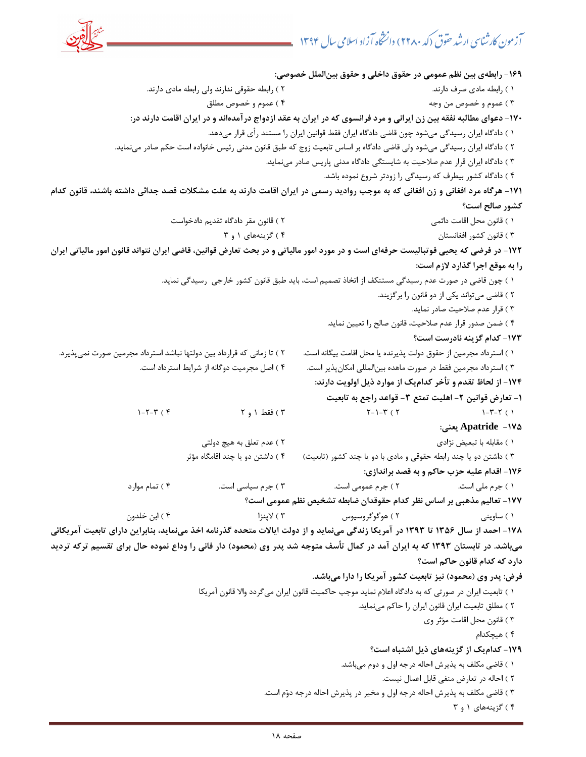**۱۶۹- رابطه‌ی بین نظم عمومی در حقوق داخلی و حقوق بین‌الملل خصوصی:**

۱ ) رابطه مادی صرف دارند.
۲ ) رابطه حقوقی ندارند ولی رابطه مادی دارند.
۳ ) عموم و خصوص من وجه
۴ ) عموم و خصوص مطلق

**۱۷۰- دعوای مطالبه نفقه بین زن ایرانی و مرد فرانسوی که در ایران به عقد ازدواج درآمده‌اند و در ایران اقامت دارند در:**

۱ ) دادگاه ایران رسیدگی می‌شود چون قاضی دادگاه ایران فقط قوانین ایران را مستند رأی قرار می‌دهد.
۲ ) دادگاه ایران رسیدگی می‌شود ولی قاضی دادگاه بر اساس تابعیت زوج که طبق قانون مدنی رئیس خانواده است حکم صادر می‌نماید.
۳ ) دادگاه ایران قرار عدم صلاحیت به شایستگی دادگاه مدنی پاریس صادر می‌نماید.
۴ ) دادگاه کشور بیطرف که رسیدگی را زودتر شروع نموده باشد.

**۱۷۱- هرگاه مرد افغانی و زن افغانی که به موجب روادید رسمی در ایران اقامت دارند به علت مشکلات قصد جدائی داشته باشند، قانون کدام کشور صالح است؟**

۱ ) قانون محل اقامت دائمی
۲ ) قانون مقر دادگاه تقدیم دادخواست
۳ ) قانون کشور افغانستان
۴ ) گزینه‌های ۱ و ۳

**۱۷۲- در فرضی که یحیی فوتبالیست حرفه‌ای است و در مورد امور مالیاتی و در بحث تعارض قوانین، قاضی ایران نتواند قانون امور مالیاتی ایران را به موقع اجرا گذارد لازم است:**

۱ ) چون قاضی در صورت عدم رسیدگی مستنکف از اتخاذ تصمیم است، باید طبق قانون کشور خارجی رسیدگی نماید.
۲ ) قاضی می‌تواند یکی از دو قانون را برگزیند.
۳ ) قرار عدم صلاحیت صادر نماید.
۴ ) ضمن صدور قرار عدم صلاحیت، قانون صالح را تعیین نماید.

**۱۷۳- کدام گزینه نادرست است؟**

۱ ) استرداد مجرمین از حقوق دولت پذیرنده یا محل اقامت بیگانه است.
۲ ) تا زمانی که قرارداد بین دولتها نباشد استرداد مجرمین صورت نمی‌پذیرد.
۳ ) استرداد مجرمین فقط در صورت ماهده بین‌المللی امکان‌پذیر است.
۴ ) اصل مجرمیت دوگانه از شرایط استرداد است.

**۱۷۴- از لحاظ تقدم و تأخر کدام‌یک از موارد ذیل اولویت دارند:**

**۱- تعارض قوانین ۲- اهلیت تمتع ۳- قواعد راجع به تابعیت**

۱ ) ۲-۳-۱
۲ ) ۳-۱-۲
۳ ) فقط ۱ و ۲
۴ ) ۳-۲-۱

**۱۷۵- Apatride یعنی:**

۱ ) مقابله با تبعیض نژادی
۲ ) عدم تعلق به هیچ دولتی
۳ ) داشتن دو یا چند رابطه حقوقی و مادی با دو یا چند کشور (تابعیت)
۴ ) داشتن دو یا چند اقامگاه مؤثر

**۱۷۶- اقدام علیه حزب حاکم و به قصد براندازی:**

۱ ) جرم ملی است.
۲ ) جرم عمومی است.
۳ ) جرم سیاسی است.
۴ ) تمام موارد

**۱۷۷- تعالیم مذهبی بر اساس نظر کدام حقوقدان ضابطه تشخیص نظم عمومی است؟**

۱ ) ساوینی
۲ ) هوگوگروسیوس
۳ ) لاپنزا
۴ ) ابن خلدون

**۱۷۸- احمد از سال ۱۳۵۶ تا ۱۳۹۳ در آمریکا زندگی می‌نماید و از دولت ایالات متحده گذرنامه اخذ می‌نماید، بنابراین دارای تابعیت آمریکائی می‌باشد. در تابستان ۱۳۹۳ که به ایران آمد در کمال تأسف متوجه شد پدر وی (محمود) دار فانی را وداع نموده حال برای تقسیم ترکه تردید دارد که کدام قانون حاکم است؟**

**فرض: پدر وی (محمود) نیز تابعیت کشور آمریکا را دارا می‌باشد.**

۱ ) تابعیت ایران در صورتی که به دادگاه اعلام نماید موجب حاکمیت قانون ایران می‌گردد والا قانون آمریکا
۲ ) مطلق تابعیت ایران قانون ایران را حاکم می‌نماید.
۳ ) قانون محل اقامت مؤثر وی
۴ ) هیچکدام

**۱۷۹- کدام‌یک از گزینه‌های ذیل اشتباه است؟**

۱ ) قاضی مکلف به پذیرش احاله درجه اول و دوم می‌باشد.
۲ ) احاله در تعارض منفی قابل اعمال نیست.
۳ ) قاضی مکلف به پذیرش احاله درجه اول و مخیر در پذیرش احاله درجه دوّم است.
۴ ) گزینه‌های ۱ و ۳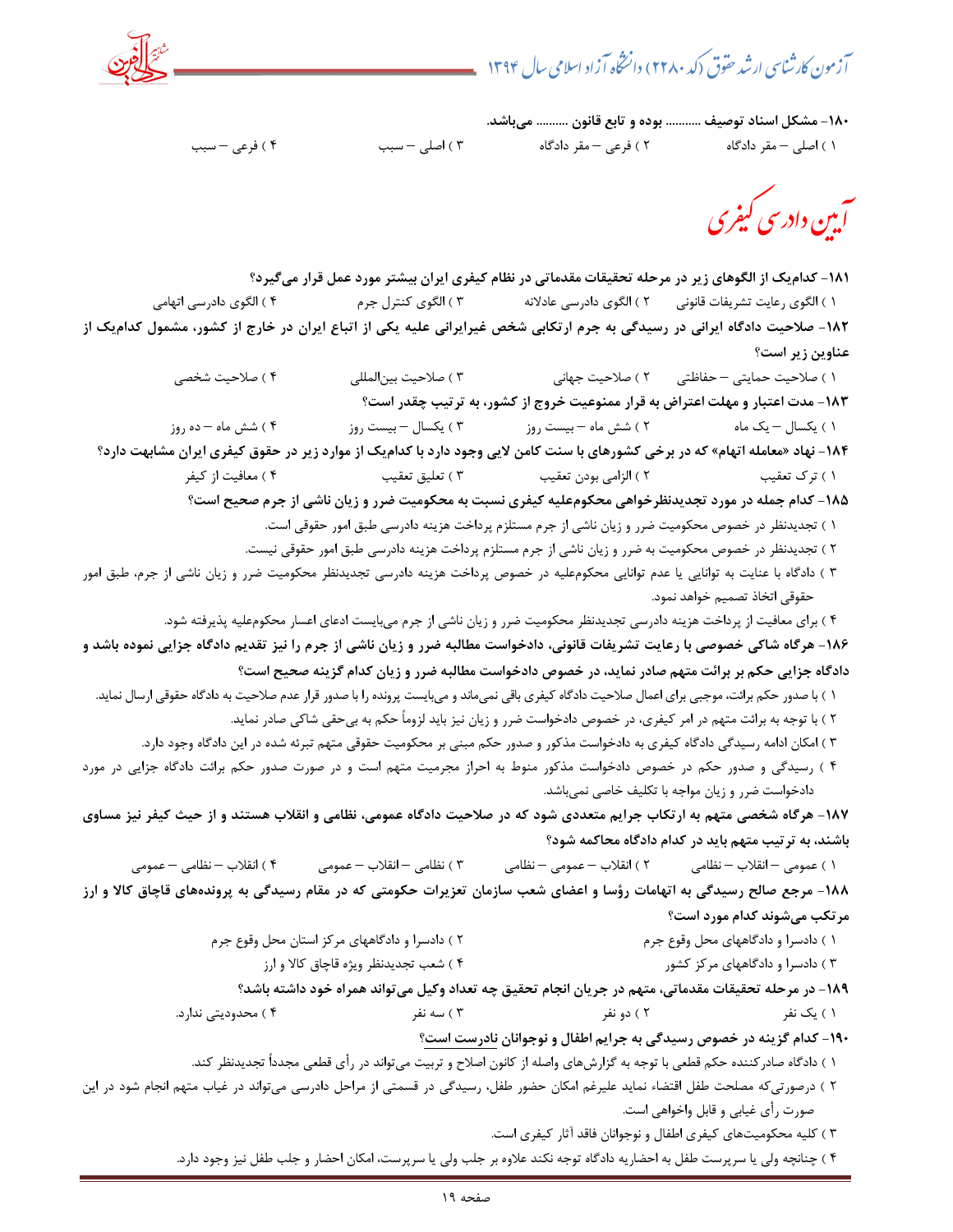۱۸۰- مشکل اسناد توصیف .......... بوده و تابع قانون .......... می‌باشد.

۱ ) اصلی – مقر دادگاه ۲ ) فرعی – مقر دادگاه ۳ ) اصلی – سبب ۴ ) فرعی – سبب

## آیین دادرسی کیفری

۱۸۱- کدام‌یک از الگوهای زیر در مرحله تحقیقات مقدماتی در نظام کیفری ایران بیشتر مورد عمل قرار می‌گیرد؟

۱ ) الگوی رعایت تشریفات قانونی ۲ ) الگوی دادرسی عادلانه ۳ ) الگوی کنترل جرم ۴ ) الگوی دادرسی اتهامی

۱۸۲- صلاحیت دادگاه ایرانی در رسیدگی به جرم ارتکابی شخص غیرایرانی علیه یکی از اتباع ایران در خارج از کشور، مشمول کدام‌یک از عناوین زیر است؟

۱ ) صلاحیت حمایتی – حفاظتی ۲ ) صلاحیت جهانی ۳ ) صلاحیت بین‌المللی ۴ ) صلاحیت شخصی

۱۸۳- مدت اعتبار و مهلت اعتراض به قرار ممنوعیت خروج از کشور، به ترتیب چقدر است؟

۱ ) یکسال – یک ماه ۲ ) شش ماه – بیست روز ۳ ) یکسال – بیست روز ۴ ) شش ماه – ده روز

۱۸۴- نهاد «معامله اتهام» که در برخی کشورهای با سنت کامن لایی وجود دارد با کدام‌یک از موارد زیر در حقوق کیفری ایران مشابهت دارد؟

۱ ) ترک تعقیب ۲ ) الزامی بودن تعقیب ۳ ) تعلیق تعقیب ۴ ) معافیت از کیفر

۱۸۵- کدام جمله در مورد تجدیدنظرخواهی محکوم‌علیه کیفری نسبت به محکومیت ضرر و زیان ناشی از جرم صحیح است؟

۱ ) تجدیدنظر در خصوص محکومیت ضرر و زیان ناشی از جرم مستلزم پرداخت هزینه دادرسی طبق امور حقوقی است.

۲ ) تجدیدنظر در خصوص محکومیت به ضرر و زیان ناشی از جرم مستلزم پرداخت هزینه دادرسی طبق امور حقوقی نیست.

۳ ) دادگاه با عنایت به توانایی یا عدم توانایی محکوم‌علیه در خصوص پرداخت هزینه دادرسی تجدیدنظر محکومیت ضرر و زیان ناشی از جرم، طبق امور حقوقی اتخاذ تصمیم خواهد نمود.

۴ ) برای معافیت از پرداخت هزینه دادرسی تجدیدنظر محکومیت ضرر و زیان ناشی از جرم می‌بایست ادعای اعسار محکوم‌علیه پذیرفته شود.

۱۸۶- هرگاه شاکی خصوصی با رعایت تشریفات قانونی، دادخواست مطالبه ضرر و زیان ناشی از جرم را نیز تقدیم دادگاه جزایی نموده باشد و دادگاه جزایی حکم بر برائت متهم صادر نماید، در خصوص دادخواست مطالبه ضرر و زیان کدام گزینه صحیح است؟

۱ ) با صدور حکم برائت، موجبی برای اعمال صلاحیت دادگاه کیفری باقی نمی‌ماند و می‌بایست پرونده را با صدور قرار عدم صلاحیت به دادگاه حقوقی ارسال نماید.

۲ ) با توجه به برائت متهم در امر کیفری، در خصوص دادخواست ضرر و زیان نیز باید لزوماً حکم به بی‌حقی شاکی صادر نماید.

۳ ) امکان ادامه رسیدگی دادگاه کیفری به دادخواست مذکور و صدور حکم مبنی بر محکومیت حقوقی متهم تبرئه شده در این دادگاه وجود دارد.

۴ ) رسیدگی و صدور حکم در خصوص دادخواست مذکور منوط به احراز مجرمیت متهم است و در صورت صدور حکم برائت دادگاه جزایی در مورد دادخواست ضرر و زیان مواجه با تکلیف خاصی نمی‌باشد.

۱۸۷- هرگاه شخصی متهم به ارتکاب جرایم متعددی شود که در صلاحیت دادگاه عمومی، نظامی و انقلاب هستند و از حیث کیفر نیز مساوی باشند، به ترتیب متهم باید در کدام دادگاه محاکمه شود؟

۱ ) عمومی – انقلاب – نظامی ۲ ) انقلاب – عمومی – نظامی ۳ ) نظامی – انقلاب – عمومی ۴ ) انقلاب – نظامی – عمومی

۱۸۸- مرجع صالح رسیدگی به اتهامات رؤسا و اعضای شعب سازمان تعزیرات حکومتی که در مقام رسیدگی به پرونده‌های قاچاق کالا و ارز مرتکب می‌شوند کدام مورد است؟

۱ ) دادسرا و دادگاههای محل وقوع جرم ۲ ) دادسرا و دادگاههای مرکز استان محل وقوع جرم ۳ ) دادسرا و دادگاههای مرکز کشور ۴ ) شعب تجدیدنظر ویژه قاچاق کالا و ارز

۱۸۹- در مرحله تحقیقات مقدماتی، متهم در جریان انجام تحقیق چه تعداد وکیل می‌تواند همراه خود داشته باشد؟

۱ ) یک نفر ۲ ) دو نفر ۳ ) سه نفر ۴ ) محدودیتی ندارد.

۱۹۰- کدام گزینه در خصوص رسیدگی به جرایم اطفال و نوجوانان نادرست است؟

۱ ) دادگاه صادرکننده حکم قطعی با توجه به گزارش‌های واصله از کانون اصلاح و تربیت می‌تواند در رأی قطعی مجدداً تجدیدنظر کند.

۲ ) درصورتی‌که مصلحت طفل اقتضاء نماید علیرغم امکان حضور طفل، رسیدگی در قسمتی از مراحل دادرسی می‌تواند در غیاب متهم انجام شود در این صورت رأی غیابی و قابل واخواهی است.

۳ ) کلیه محکومیت‌های کیفری اطفال و نوجوانان فاقد آثار کیفری است.

۴ ) چنانچه ولی یا سرپرست طفل به احضاریه دادگاه توجه نکند علاوه بر جلب ولی یا سرپرست، امکان احضار و جلب طفل نیز وجود دارد.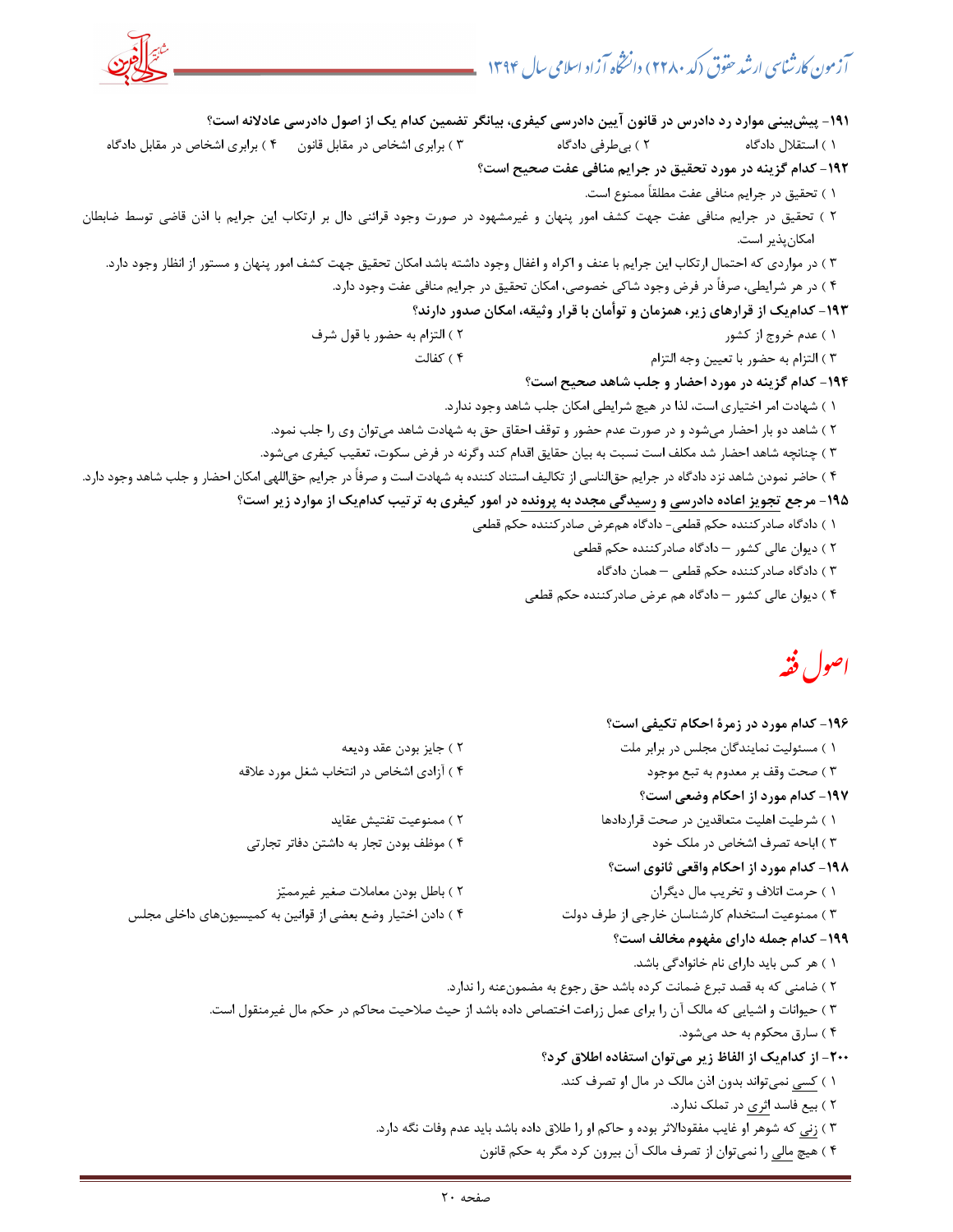۱۹۱- پیش‌بینی موارد رد دادرس در قانون آیین دادرسی کیفری، بیانگر تضمین کدام یک از اصول دادرسی عادلانه است؟

۱ ) استقلال دادگاه ۲ ) بی‌طرفی دادگاه ۳ ) برابری اشخاص در مقابل قانون ۴ ) برابری اشخاص در مقابل دادگاه

۱۹۲- کدام گزینه در مورد تحقیق در جرایم منافی عفت صحیح است؟

۱ ) تحقیق در جرایم منافی عفت مطلقاً ممنوع است.

۲ ) تحقیق در جرایم منافی عفت جهت کشف امور پنهان و غیرمشهود در صورت وجود قرائنی دال بر ارتکاب این جرایم با اذن قاضی توسط ضابطان امکان‌پذیر است.

۳ ) در مواردی که احتمال ارتکاب این جرایم با عنف و اکراه و اغفال وجود داشته باشد امکان تحقیق جهت کشف امور پنهان و مستور از انظار وجود دارد.

۴ ) در هر شرایطی، صرفاً در فرض وجود شاکی خصوصی، امکان تحقیق در جرایم منافی عفت وجود دارد.

۱۹۳- کدام‌یک از قرارهای زیر، همزمان و توأمان با قرار وثیقه، امکان صدور دارند؟

۱ ) عدم خروج از کشور ۲ ) التزام به حضور با قول شرف

۳ ) التزام به حضور با تعیین وجه التزام ۴ ) کفالت

۱۹۴- کدام گزینه در مورد احضار و جلب شاهد صحیح است؟

۱ ) شهادت امر اختیاری است، لذا در هیچ شرایطی امکان جلب شاهد وجود ندارد.

۲ ) شاهد دو بار احضار می‌شود و در صورت عدم حضور و توقف احقاق حق به شهادت شاهد می‌توان وی را جلب نمود.

۳ ) چنانچه شاهد احضار شد مکلف است نسبت به بیان حقایق اقدام کند وگرنه در فرض سکوت، تعقیب کیفری می‌شود.

۴ ) حاضر نمودن شاهد نزد دادگاه در جرایم حق‌الناسی از تکالیف استناد کننده به شهادت است و صرفاً در جرایم حق‌اللهی امکان احضار و جلب شاهد وجود دارد.

۱۹۵- مرجع تجویز اعاده دادرسی و رسیدگی مجدد به پرونده در امور کیفری به ترتیب کدام‌یک از موارد زیر است؟

۱ ) دادگاه صادرکننده حکم قطعی- دادگاه هم‌عرض صادرکننده حکم قطعی

۲ ) دیوان عالی کشور – دادگاه صادرکننده حکم قطعی

۳ ) دادگاه صادرکننده حکم قطعی – همان دادگاه

۴ ) دیوان عالی کشور – دادگاه هم عرض صادرکننده حکم قطعی

# اصول فقه

۱۹۶- کدام مورد در زمرهٔ احکام تکیفی است؟

۱ ) مسئولیت نمایندگان مجلس در برابر ملت ۲ ) جایز بودن عقد ودیعه

۳ ) صحت وقف بر معدوم به تبع موجود ۴ ) آزادی اشخاص در انتخاب شغل مورد علاقه

۱۹۷- کدام مورد از احکام وضعی است؟

۱ ) شرطیت اهلیت متعاقدین در صحت قراردادها ۲ ) ممنوعیت تفتیش عقاید

۳ ) اباحه تصرف اشخاص در ملک خود ۴ ) موظف بودن تجار به داشتن دفاتر تجارتی

۱۹۸- کدام مورد از احکام واقعی ثانوی است؟

۱ ) حرمت اتلاف و تخریب مال دیگران ۲ ) باطل بودن معاملات صغیر غیرممیّز

۳ ) ممنوعیت استخدام کارشناسان خارجی از طرف دولت ۴ ) دادن اختیار وضع بعضی از قوانین به کمیسیون‌های داخلی مجلس

۱۹۹- کدام جمله دارای مفهوم مخالف است؟

۱ ) هر کس باید دارای نام خانوادگی باشد.

۲ ) ضامنی که به قصد تبرع ضمانت کرده باشد حق رجوع به مضمون‌عنه را ندارد.

۳ ) حیوانات و اشیایی که مالک آن را برای عمل زراعت اختصاص داده باشد از حیث صلاحیت محاکم در حکم مال غیرمنقول است.

۴ ) سارق محکوم به حد می‌شود.

۲۰۰- از کدام‌یک از الفاظ زیر می‌توان استفاده اطلاق کرد؟

۱ ) کسی نمی‌تواند بدون اذن مالک در مال او تصرف کند.

۲ ) بیع فاسد اثری در تملک ندارد.

۳ ) زنی که شوهر او غایب مفقودالاثر بوده و حاکم او را طلاق داده باشد باید عدم وفات نگه دارد.

۴ ) هیچ مالی را نمی‌توان از تصرف مالک آن بیرون کرد مگر به حکم قانون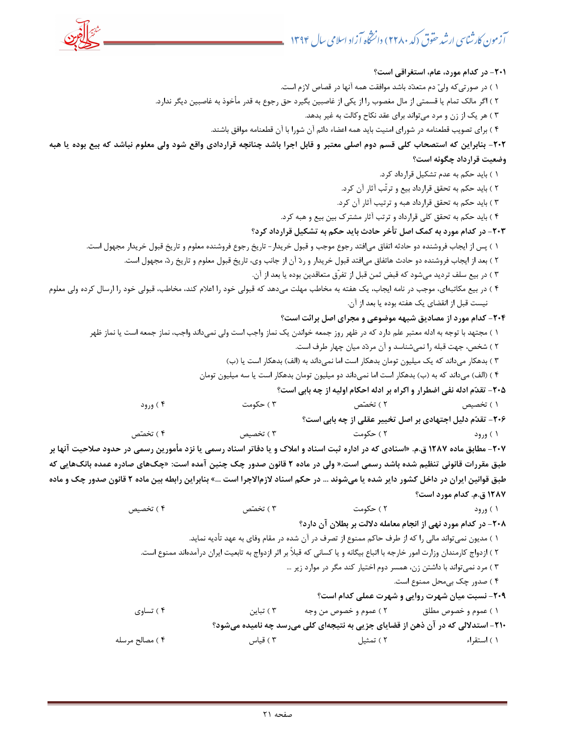**۲۰۱- در کدام مورد، عام، استغراقی است؟**

۱ ) در صورتی‌که ولیّ دم متعدّد باشد موافقت همه آنها در قصاص لازم است.

۲ ) اگر مالک تمام یا قسمتی از مال مغصوب را از یکی از غاصبین بگیرد حق رجوع به قدر مأخوذ به غاصبین دیگر ندارد.

۳ ) هر یک از زن و مرد می‌تواند برای عقد نکاح وکالت به غیر بدهد.

۴ ) برای تصویب قطعنامه در شورای امنیت باید همه اعضاء دائم آن شورا با آن قطعنامه موافق باشند.

**۲۰۲- بنابراین که استصحاب کلی قسم دوم اصلی معتبر و قابل اجرا باشد چنانچه قراردادی واقع شود ولی معلوم نباشد که بیع بوده یا هبه وضعیت قرارداد چگونه است؟**

۱ ) باید حکم به عدم تشکیل قرارداد کرد.

۲ ) باید حکم به تحقق قرارداد بیع و ترتّب آثار آن کرد.

۳ ) باید حکم به تحقق قرارداد هبه و ترتیب آثار آن کرد.

۴ ) باید حکم به تحقق کلی قرارداد و ترتب آثار مشترک بین بیع و هبه کرد.

**۲۰۳- در کدام مورد به کمک اصل تأخر حادث باید حکم به تشکیل قرارداد کرد؟**

۱ ) پس از ایجاب فروشنده دو حادثه اتفاق می‌افتد رجوع موجب و قبول خریدار- تاریخ رجوع فروشنده معلوم و تاریخ قبول خریدار مجهول است.

۲ ) بعد از ایجاب فروشنده دو حادث هاتفاق می‌افتد قبول خریدار و ردّ آن از جانب وی، تاریخ قبول معلوم و تاریخ ردّ، مجهول است.

۳ ) در بیع سلف تردید می‌شود که قبض ثمن قبل از تفرّق متعاقدین بوده یا بعد از آن.

۴ ) در بیع مکاتبه‌ای، موجب در نامه ایجاب، یک هفته به مخاطب مهلت می‌دهد که قبولی خود را اعلام کند، مخاطب، قبولی خود را ارسال کرده ولی معلوم نیست قبل از انقضای یک هفته بوده یا بعد از آن.

**۲۰۴- کدام مورد از مصادیق شبهه موضوعی و مجرای اصل برائت است؟**

۱ ) مجتهد با توجه به ادله معتبر علم دارد که در ظهر روز جمعه خواندن یک نماز واجب است ولی نمی‌داند واجب، نماز جمعه است یا نماز ظهر

۲ ) شخص، جهت قبله را نمی‌شناسد و آن مردّد میان چهار طرف است.

۳ ) بدهکار می‌داند که یک میلیون تومان بدهکار است اما نمی‌داند به (الف) بدهکار است یا (ب)

۴ ) (الف) می‌داند که به (ب) بدهکار است اما نمی‌داند دو میلیون تومان بدهکار است یا سه میلیون تومان

**۲۰۵- تقدّم ادله نفی اضطرار و اکراه بر ادله احکام اولیه از چه بابی است؟**

۱ ) تخصیص ۲ ) تخصّص ۳ ) حکومت ۴ ) ورود

**۲۰۶- تقدّم دلیل اجتهادی بر اصل تخییر عقلی از چه بابی است؟**

۱ ) ورود ۲ ) حکومت ۳ ) تخصیص ۴ ) تخصّص

**۲۰۷- مطابق ماده ۱۲۸۷ ق.م. «اسنادی که در اداره ثبت اسناد و املاک و یا دفاتر اسناد رسمی یا نزد مأمورین رسمی در حدود صلاحیت آنها بر طبق مقررات قانونی تنظیم شده باشد رسمی است.» ولی در ماده ۲ قانون صدور چک چنین آمده است: «چک‌های صادره عمده بانک‌هایی که طبق قوانین ایران در داخل کشور دایر شده یا می‌شوند ... در حکم اسناد لازم‌الاجرا است ...» بنابراین رابطه بین ماده ۲ قانون صدور چک و ماده ۱۲۸۷ ق.م. کدام مورد است؟**

۱ ) ورود ۲ ) حکومت ۳ ) تخصّص ۴ ) تخصیص

**۲۰۸- در کدام مورد نهی از انجام معامله دلالت بر بطلان آن دارد؟**

۱ ) مدیون نمی‌تواند مالی را که از طرف حاکم ممنوع از تصرف در آن شده در مقام وفای به عهد تأدیه نماید.

۲ ) ازدواج کارمندان وزارت امور خارجه با اتباع بیگانه و یا کسانی که قبلاً بر اثر ازدواج به تابعیت ایران درآمده‌اند ممنوع است.

۳ ) مرد نمی‌تواند با داشتن زن، همسر دوم اختیار کند مگر در موارد زیر ...

۴ ) صدور چک بی‌محل ممنوع است.

**۲۰۹- نسبت میان شهرت روایی و شهرت عملی کدام است؟**

۱ ) عموم و خصوص مطلق ۲ ) عموم و خصوص من وجه ۳ ) تباین ۴ ) تساوی

**۲۱۰- استدلالی که در آن ذهن از قضایای جزیی به نتیجه‌ای کلی می‌رسد چه نامیده می‌شود؟**

۱ ) استقراء ۲ ) تمثیل ۳ ) قیاس ۴ ) مصالح مرسله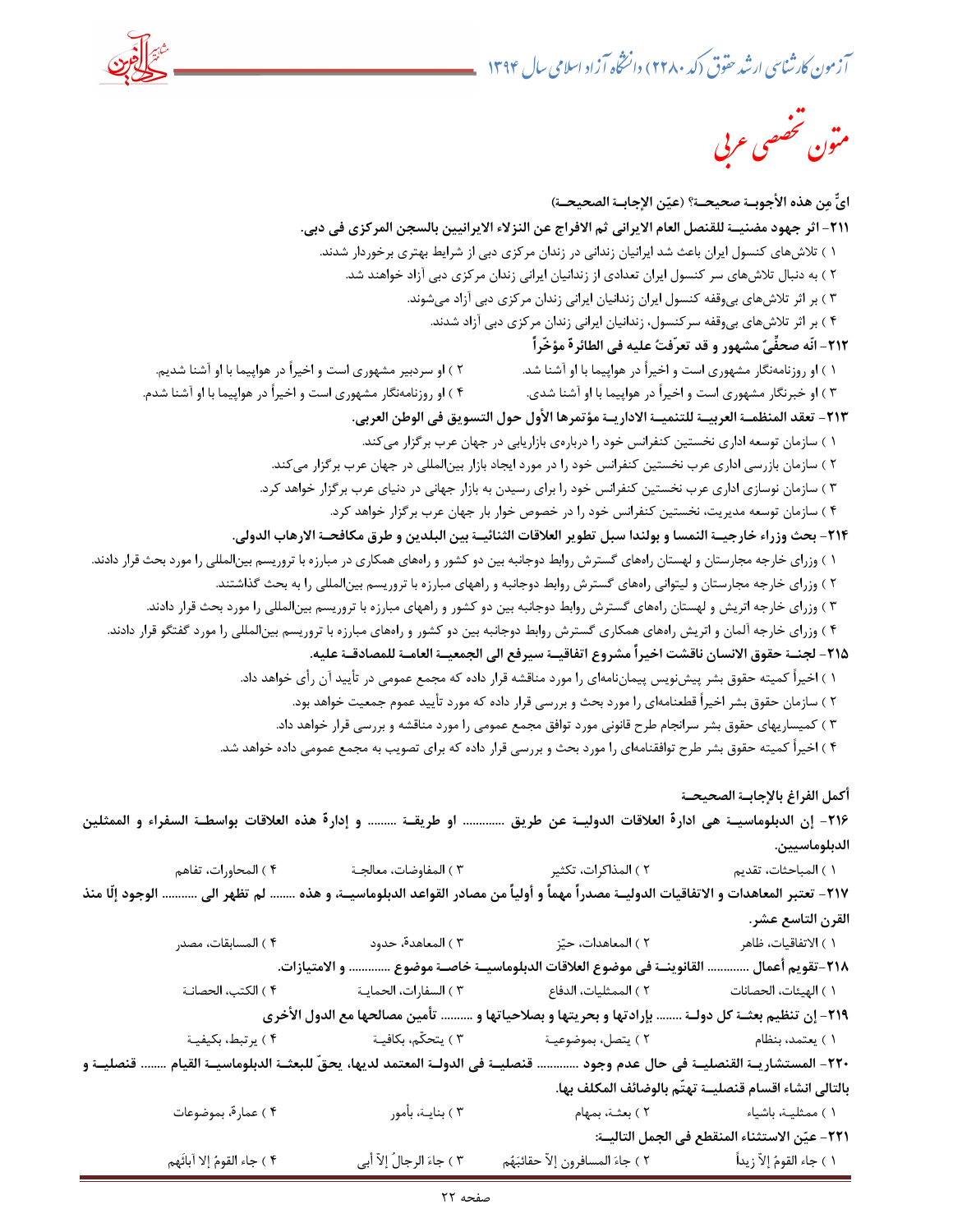# متون تخصصی عربی

**ایٌّ مِن هذه الأجوبة صحیحة؟ (عیّن الإجابة الصحیحة)**

**۲۱۱- اثر جهود مضنیة للقنصل العام الایرانی ثم الافراج عن النزلاء الایرانیین بالسجن المرکزی فی دبی.**

۱ ) تلاش‌های کنسول ایران باعث شد ایرانیان زندانی در زندان مرکزی دبی از شرایط بهتری برخوردار شدند.

۲ ) به دنبال تلاش‌های سر کنسول ایران تعدادی از زندانیان ایرانی زندان مرکزی دبی آزاد خواهند شد.

۳ ) بر اثر تلاش‌های بی‌وقفه کنسول ایران زندانیان ایرانی زندان مرکزی دبی آزاد می‌شوند.

۴ ) بر اثر تلاش‌های بی‌وقفه سرکنسول، زندانیان ایرانی زندان مرکزی دبی آزاد شدند.

**۲۱۲- انّه صحفِیٌّ مشهور و قد تعرّفتُ علیه فی الطائرة مؤخّراً**

۱ ) او روزنامه‌نگار مشهوری است و اخیراً در هواپیما با او آشنا شد.

۲ ) او سردبیر مشهوری است و اخیراً در هواپیما با او آشنا شدیم.

۳ ) او خبرنگار مشهوری است و اخیراً در هواپیما با او آشنا شدی.

۴ ) او روزنامه‌نگار مشهوری است و اخیراً در هواپیما با او آشنا شدم.

**۲۱۳- تعقد المنظمة العربیة للتنمیة الاداریة مؤتمرها الأول حول التسویق فی الوطن العربی.**

۱ ) سازمان توسعه اداری نخستین کنفرانس خود را درباره‌ی بازاریابی در جهان عرب برگزار می‌کند.

۲ ) سازمان بازرسی اداری عرب نخستین کنفرانس خود را در مورد ایجاد بازار بین‌المللی در جهان عرب برگزار می‌کند.

۳ ) سازمان نوسازی اداری عرب نخستین کنفرانس خود را برای رسیدن به بازار جهانی در دنیای عرب برگزار خواهد کرد.

۴ ) سازمان توسعه مدیریت، نخستین کنفرانس خود را در خصوص خوار بار جهان عرب برگزار خواهد کرد.

**۲۱۴- بحث وزراء خارجیة النمسا و بولندا سبل تطویر العلاقات الثنائیة بین البلدین و طرق مکافحة الارهاب الدولی.**

۱ ) وزرای خارجه مجارستان و لهستان راه‌های گسترش روابط دوجانبه بین دو کشور و راه‌های همکاری در مبارزه با تروریسم بین‌المللی را مورد بحث قرار دادند.

۲ ) وزرای خارجه مجارستان و لیتوانی راه‌های گسترش روابط دوجانبه و راههای مبارزه با تروریسم بین‌المللی را به بحث گذاشتند.

۳ ) وزرای خارجه اتریش و لهستان راه‌های گسترش روابط دوجانبه بین دو کشور و راههای مبارزه با تروریسم بین‌المللی را مورد بحث قرار دادند.

۴ ) وزرای خارجه آلمان و اتریش راه‌های گسترش روابط دوجانبه بین دو کشور و راه‌های مبارزه با تروریسم بین‌المللی را مورد گفتگو قرار دادند.

**۲۱۵- لجنة حقوق الانسان ناقشت اخیراً مشروع اتفاقیة سیرفع الی الجمعیة العامة للمصادقة علیه.**

۱ ) اخیراً کمیته حقوق بشر پیش‌نویس پیمان‌نامه‌ای را مورد مناقشه قرار داده که مجمع عمومی در تأیید آن رأی خواهد داد.

۲ ) سازمان حقوق بشر اخیراً قطعنامه‌ای را مورد بحث و بررسی قرار داده که مورد تأیید عموم جمعیت خواهد بود.

۳ ) کمیساریهای حقوق بشر سرانجام طرح قانونی مورد توافق مجمع عمومی را مورد مناقشه و بررسی قرار خواهد داد.

۴ ) اخیراً کمیته حقوق بشر طرح توافقنامه‌ای را مورد بحث و بررسی قرار داده که برای تصویب به مجمع عمومی داده خواهد شد.

**أکمل الفراغ بالإجابة الصحیحة**

**۲۱۶- إن الدبلوماسیة هی ادارة العلاقات الدولیة عن طریق ............ او طریقة ........ و إدارة هذه العلاقات بواسطة السفراء و الممثلین الدبلوماسیین.**

۱ ) المباحثات، تقدیم ۲ ) المذاکرات، تکثیر ۳ ) المفاوضات، معالجة ۴ ) المحاورات، تفاهم

**۲۱۷- تعتبر المعاهدات و الاتفاقیات الدولیة مصدراً مهماً و أولیاً من مصادر القواعد الدبلوماسیة، و هذه ....... لم تظهر الی .......... الوجود إلّا منذ القرن التاسع عشر.**

۱ ) الاتفاقیات، ظاهر ۲ ) المعاهدات، حیّز ۳ ) المعاهدة، حدود ۴ ) المسابقات، مصدر

**۲۱۸-تقویم أعمال ............ القانونیة فی موضوع العلاقات الدبلوماسیة خاصة موضوع ............ و الامتیازات.**

۱ ) الهیئات، الحصانات ۲ ) الممثلیات، الدفاع ۳ ) السفارات، الحمایة ۴ ) الکتب، الحصانة

**۲۱۹- إن تنظیم بعثة کل دولة ........ بإرادتها و بحریتها و بصلاحیاتها و ......... تأمین مصالحها مع الدول الأخری**

۱ ) یعتمد، بنظام ۲ ) یتصل، بموضوعیة ۳ ) یتحکّم، بکافیة ۴ ) یرتبط، بکیفیة

**۲۲۰- المستشاریة القنصلیة فی حال عدم وجود ............ قنصلیة فی الدولة المعتمد لدیها، یحقّ للبعثة الدبلوماسیة القیام ....... قنصلیة و بالتالی انشاء اقسام قنصلیة تهتّم بالوضائف المکلف بها.**

۱ ) ممثلیة، باشیاء ۲ ) بعثة، بمهام ۳ ) بنایة، بأمور ۴ ) عمارة، بموضوعات

**۲۲۱- عیّن الاستثناء المنقطع فی الجمل التالیة:**

۱ ) جاء القومُ إلاّ زیداً ۲ ) جاءَ المسافرون إلاّ حقائبَهُم ۳ ) جاءَ الرجالُ إلاّ أبی ۴ ) جاء القومُ إلا آبائَهم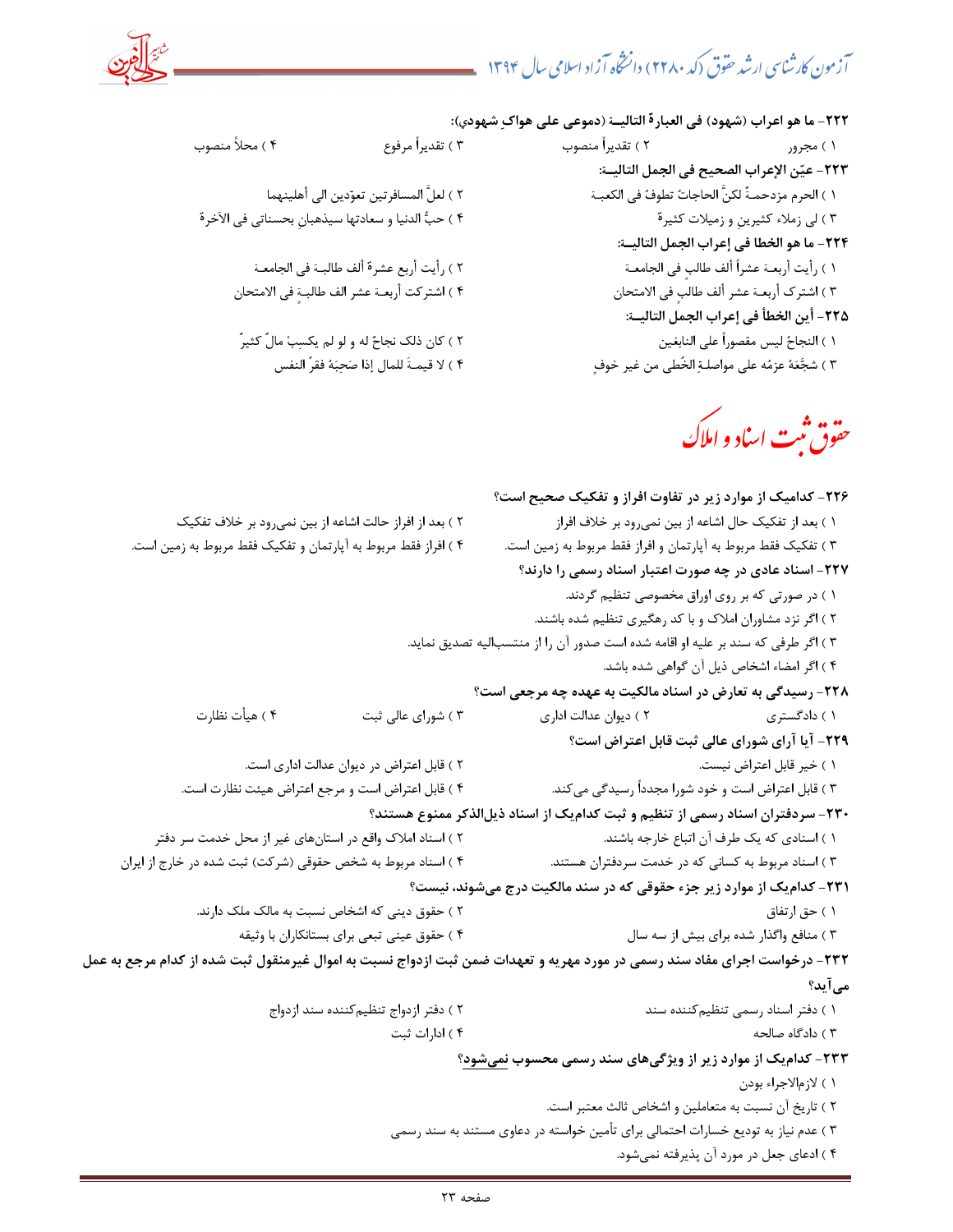۲۲۲- ما هو اعراب (شهود) فی العبارة التالیــة (دموعی علی هواکِ شهودي):

۱ ) مجرور ۲ ) تقدیراً منصوب ۳ ) تقدیراً مرفوع ۴ ) محلاً منصوب

۲۲۳- عیّن الإعراب الصحیح فی الجمل التالیــة:

۱ ) الحرم مزدحمـةٌ لکنَّ الحاجاتَ تطوفُ فی الکعبـة

۲ ) لعلَّ المسافرتین تعوّدین الی أهلینهما

۳ ) لی زملاء کثیرین و زمیلات کثیرة

۴ ) حبُّ الدنیا و سعادتها سیذهبانِ بحسناتی فی الآخرة

۲۲۴- ما هو الخطا فی إعراب الجمل التالیــة:

۱ ) رأیت أربعـة عشراً ألف طالبٍ فی الجامعـة

۲ ) رأیت أربع عشرة ألف طالبـة فی الجامعـة

۳ ) اشترک أربعـة عشر ألف طالبٍ فی الامتحان

۴ ) اشترکت أربعـة عشر الف طالبـةٍ فی الامتحان

۲۲۵- أین الخطأ فی إعراب الجمل التالیــة:

۱ ) النجاحُ لیس مقصوراً علی النابغین

۲ ) کان ذلک نجاحٌ له و لو لم یکسِبْ مالٌ کثیرٌ

۳ ) شجّعَهُ عزمُه علی مواصلـةِ الخُطی من غیر خوفٍ

۴ ) لا قیمـةَ للمال إذا صَحِبَهُ فقرُ النفس

# حقوق ثبت اسناد و املاک

۲۲۶- کدامیک از موارد زیر در تفاوت افراز و تفکیک صحیح است؟

۱ ) بعد از تفکیک حال اشاعه از بین نمی‌رود بر خلاف افراز

۲ ) بعد از افراز حالت اشاعه از بین نمی‌رود بر خلاف تفکیک

۳ ) تفکیک فقط مربوط به آپارتمان و افراز فقط مربوط به زمین است.

۴ ) افراز فقط مربوط به آپارتمان و تفکیک فقط مربوط به زمین است.

۲۲۷- اسناد عادی در چه صورت اعتبار اسناد رسمی را دارند؟

۱ ) در صورتی که بر روی اوراق مخصوصی تنظیم گردند.

۲ ) اگر نزد مشاوران املاک و با کد رهگیری تنظیم شده باشند.

۳ ) اگر طرفی که سند بر علیه او اقامه شده است صدور آن را از منتسب‌الیه تصدیق نماید.

۴ ) اگر امضاء اشخاص ذیل آن گواهی شده باشد.

۲۲۸- رسیدگی به تعارض در اسناد مالکیت به عهده چه مرجعی است؟

۱ ) دادگستری ۲ ) دیوان عدالت اداری ۳ ) شورای عالی ثبت ۴ ) هیأت نظارت

۲۲۹- آیا آرای شورای عالی ثبت قابل اعتراض است؟

۱ ) خیر قابل اعتراض نیست.

۲ ) قابل اعتراض در دیوان عدالت اداری است.

۳ ) قابل اعتراض است و خود شورا مجدداً رسیدگی می‌کند.

۴ ) قابل اعتراض است و مرجع اعتراض هیئت نظارت است.

۲۳۰- سردفتران اسناد رسمی از تنظیم و ثبت کدام‌یک از اسناد ذیل‌الذکر ممنوع هستند؟

۱ ) اسنادی که یک طرف آن اتباع خارجه باشند.

۲ ) اسناد املاک واقع در استان‌های غیر از محل خدمت سر دفتر

۳ ) اسناد مربوط به کسانی که در خدمت سردفتران هستند.

۴ ) اسناد مربوط به شخص حقوقی (شرکت) ثبت شده در خارج از ایران

۲۳۱- کدام‌یک از موارد زیر جزء حقوقی که در سند مالکیت درج می‌شوند، نیست؟

۱ ) حق ارتفاق

۲ ) حقوق دینی که اشخاص نسبت به مالک ملک دارند.

۳ ) منافع واگذار شده برای بیش از سه سال

۴ ) حقوق عینی تبعی برای بستانکاران با وثیقه

۲۳۲- درخواست اجرای مفاد سند رسمی در مورد مهریه و تعهدات ضمن ثبت ازدواج نسبت به اموال غیرمنقول ثبت شده از کدام مرجع به عمل می‌آید؟

۱ ) دفتر اسناد رسمی تنظیم‌کننده سند

۲ ) دفتر ازدواج تنظیم‌کننده سند ازدواج

۳ ) دادگاه صالحه

۴ ) ادارات ثبت

۲۳۳- کدام‌یک از موارد زیر از ویژگی‌های سند رسمی محسوب نمی‌شود؟

۱ ) لازم‌الاجراء بودن

۲ ) تاریخ آن نسبت به متعاملین و اشخاص ثالث معتبر است.

۳ ) عدم نیاز به تودیع خسارات احتمالی برای تأمین خواسته در دعوای مستند به سند رسمی

۴ ) ادعای جعل در مورد آن پذیرفته نمی‌شود.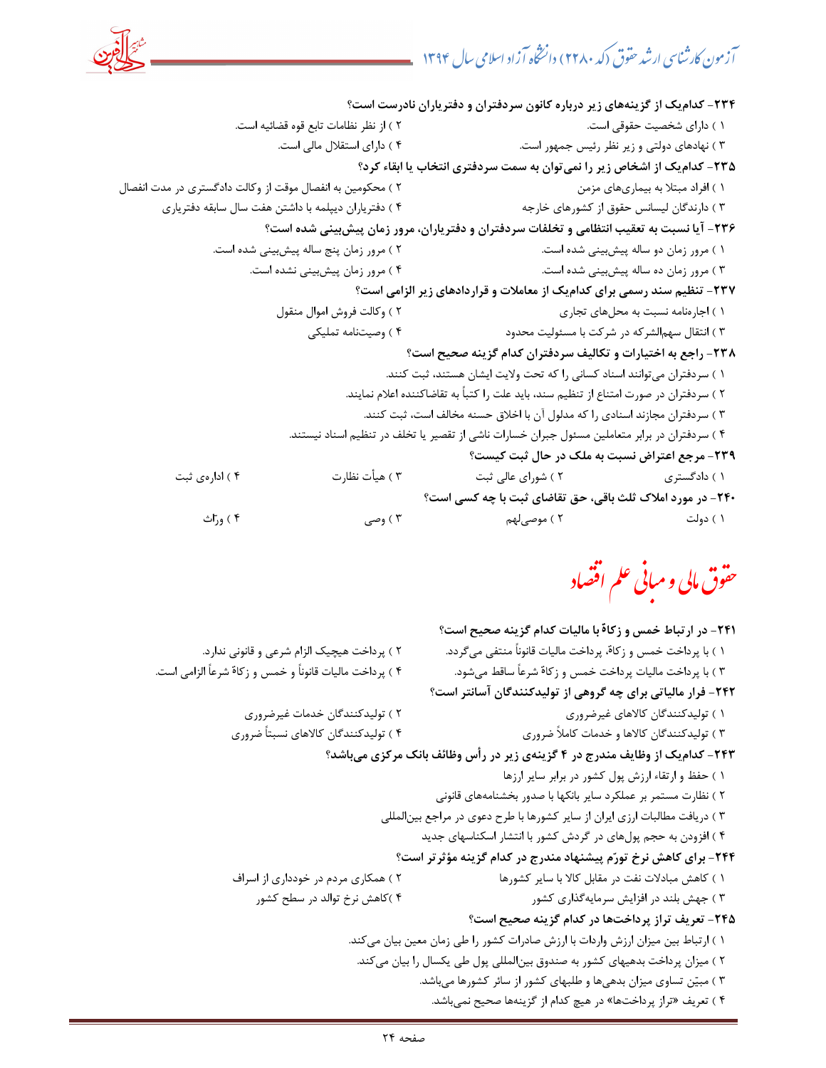**۲۳۴- کدام‌یک از گزینه‌های زیر درباره کانون سردفتران و دفتریاران نادرست است؟**

۱ ) دارای شخصیت حقوقی است.
۲ ) از نظر نظامات تابع قوه قضائیه است.
۳ ) نهادهای دولتی و زیر نظر رئیس جمهور است.
۴ ) دارای استقلال مالی است.

**۲۳۵- کدام‌یک از اشخاص زیر را نمی‌توان به سمت سردفتری انتخاب یا ابقاء کرد؟**

۱ ) افراد مبتلا به بیماری‌های مزمن
۲ ) محکومین به انفصال موقت از وکالت دادگستری در مدت انفصال
۳ ) دارندگان لیسانس حقوق از کشورهای خارجه
۴ ) دفتریاران دیپلمه با داشتن هفت سال سابقه دفتریاری

**۲۳۶- آیا نسبت به تعقیب انتظامی و تخلفات سردفتران و دفتریاران، مرور زمان پیش‌بینی شده است؟**

۱ ) مرور زمان دو ساله پیش‌بینی شده است.
۲ ) مرور زمان پنج ساله پیش‌بینی شده است.
۳ ) مرور زمان ده ساله پیش‌بینی شده است.
۴ ) مرور زمان پیش‌بینی نشده است.

**۲۳۷- تنظیم سند رسمی برای کدام‌یک از معاملات و قراردادهای زیر الزامی است؟**

۱ ) اجاره‌نامه نسبت به محل‌های تجاری
۲ ) وکالت فروش اموال منقول
۳ ) انتقال سهم‌الشرکه در شرکت با مسئولیت محدود
۴ ) وصیت‌نامه تملیکی

**۲۳۸- راجع به اختیارات و تکالیف سردفتران کدام گزینه صحیح است؟**

۱ ) سردفتران می‌توانند اسناد کسانی را که تحت ولایت ایشان هستند، ثبت کنند.
۲ ) سردفتران در صورت امتناع از تنظیم سند، باید علت را کتباً به تقاضاکننده اعلام نمایند.
۳ ) سردفتران مجازند اسنادی را که مدلول آن با اخلاق حسنه مخالف است، ثبت کنند.
۴ ) سردفتران در برابر متعاملین مسئول جبران خسارات ناشی از تقصیر یا تخلف در تنظیم اسناد نیستند.

**۲۳۹- مرجع اعتراض نسبت به ملک در حال ثبت کیست؟**

۱ ) دادگستری
۲ ) شورای عالی ثبت
۳ ) هیأت نظارت
۴ ) اداره‌ی ثبت

**۲۴۰- در مورد املاک ثلث باقی، حق تقاضای ثبت با چه کسی است؟**

۱ ) دولت
۲ ) موصی‌لهم
۳ ) وصی
۴ ) وراث

# حقوق مالی و مبانی علم اقتصاد

**۲۴۱- در ارتباط خمس و زکاة با مالیات کدام گزینه صحیح است؟**

۱ ) با پرداخت خمس و زکاة، پرداخت مالیات قانوناً منتفی می‌گردد.
۲ ) پرداخت هیچیک الزام شرعی و قانونی ندارد.
۳ ) با پرداخت مالیات پرداخت خمس و زکاة شرعاً ساقط می‌شود.
۴ ) پرداخت مالیات قانوناً و خمس و زکاة شرعاً الزامی است.

**۲۴۲- فرار مالیاتی برای چه گروهی از تولیدکنندگان آسانتر است؟**

۱ ) تولیدکنندگان کالاهای غیرضروری
۲ ) تولیدکنندگان خدمات غیرضروری
۳ ) تولیدکنندگان کالاها و خدمات کاملاً ضروری
۴ ) تولیدکنندگان کالاهای نسبتاً ضروری

**۲۴۳- کدام‌یک از وظایف مندرج در ۴ گزینه‌ی زیر در رأس وظائف بانک مرکزی می‌باشد؟**

۱ ) حفظ و ارتقاء ارزش پول کشور در برابر سایر ارزها
۲ ) نظارت مستمر بر عملکرد سایر بانکها با صدور بخشنامه‌های قانونی
۳ ) دریافت مطالبات ارزی ایران از سایر کشورها با طرح دعوی در مراجع بین‌المللی
۴ ) افزودن به حجم پول‌های در گردش کشور با انتشار اسکناسهای جدید

**۲۴۴- برای کاهش نرخ تورّم پیشنهاد مندرج در کدام گزینه مؤثرتر است؟**

۱ ) کاهش مبادلات نفت در مقابل کالا با سایر کشورها
۲ ) همکاری مردم در خودداری از اسراف
۳ ) جهش بلند در افزایش سرمایه‌گذاری کشور
۴ )کاهش نرخ توالد در سطح کشور

**۲۴۵- تعریف تراز پرداختها در کدام گزینه صحیح است؟**

۱ ) ارتباط بین میزان ارزش واردات با ارزش صادرات کشور را طی زمان معین بیان می‌کند.
۲ ) میزان پرداخت بدهیهای کشور به صندوق بین‌المللی پول طی یکسال را بیان می‌کند.
۳ ) مبیّن تساوی میزان بدهی‌ها و طلبهای کشور از سائر کشورها می‌باشد.
۴ ) تعریف «تراز پرداختها» در هیچ کدام از گزینه‌ها صحیح نمی‌باشد.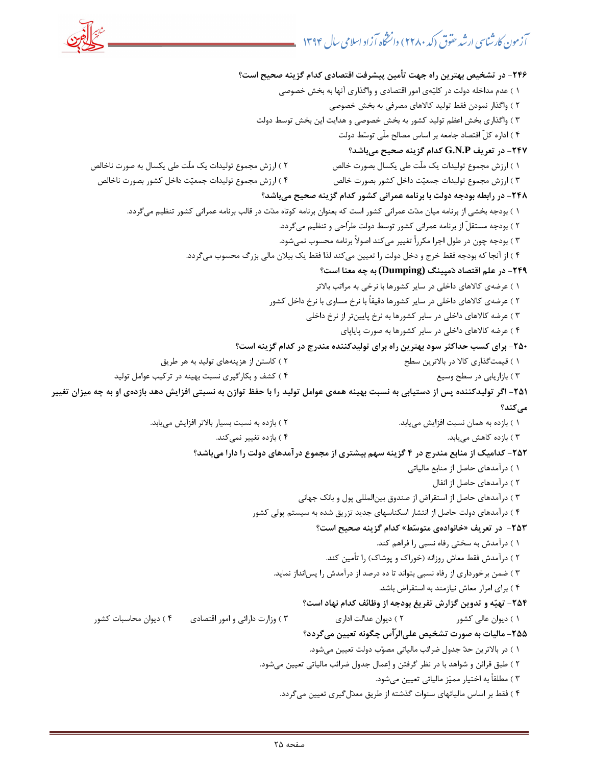**۲۴۶- در تشخیص بهترین راه جهت تأمین پیشرفت اقتصادی کدام گزینه صحیح است؟**

۱ ) عدم مداخله دولت در کلیّه‌ی امور اقتصادی و واگذاری آنها به بخش خصوصی

۲ ) واگذار نمودن فقط تولید کالاهای مصرفی به بخش خصوصی

۳ ) واگذاری بخش اعظم تولید کشور به بخش خصوصی و هدایت این بخش توسط دولت

۴ ) اداره کلّ اقتصاد جامعه بر اساس مصالح ملّی توسّط دولت

**۲۴۷- در تعریف G.N.P کدام گزینه صحیح می‌باشد؟**

۱ ) ارزش مجموع تولیدات یک ملّت طی یکسال بصورت خالص

۲ ) ارزش مجموع تولیدات یک ملّت طی یکسال به صورت ناخالص

۳ ) ارزش مجموع تولیدات جمعیّت داخل کشور بصورت خالص

۴ ) ارزش مجموع تولیدات جمعیّت داخل کشور بصورت ناخالص

**۲۴۸- در رابطه بودجه دولت با برنامه عمرانی کشور کدام گزینه صحیح می‌باشد؟**

۱ ) بودجه بخشی از برنامه میان مدّت عمرانی کشور است که بعنوان برنامه کوتاه مدّت در قالب برنامه عمرانی کشور تنظیم می‌گردد.

۲ ) بودجه مستقلّ از برنامه عمرانی کشور توسط دولت طرّاحی و تنظیم می‌گردد.

۳ ) بودجه چون در طول اجرا مکرراً تغییر می‌کند اصولاً برنامه محسوب نمی‌شود.

۴ ) از آنجا که بودجه فقط خرج و دخل دولت را تعیین می‌کند لذا فقط یک بیلان مالی بزرگ محسوب می‌گردد.

**۲۴۹- در علم اقتصاد دَمپینگ (Dumping) به چه معنا است؟**

۱ ) عرضه‌ی کالاهای داخلی در سایر کشورها با نرخی به مراتب بالاتر

۲ ) عرضه‌ی کالاهای داخلی در سایر کشورها دقیقاً با نرخ مساوی با نرخ داخل کشور

۳ ) عرضه کالاهای داخلی در سایر کشورها به نرخ پایین‌تر از نرخ داخلی

۴ ) عرضه کالاهای داخلی در سایر کشورها به صورت پایاپای

**۲۵۰- برای کسب حداکثر سود بهترین راه برای تولیدکننده مندرج در کدام گزینه است؟**

۱ ) قیمت‌گذاری کالا در بالاترین سطح

۲ ) کاستن از هزینه‌های تولید به هر طریق

۳ ) بازاریابی در سطح وسیع

۴ ) کشف و بکارگیری نسبت بهینه در ترکیب عوامل تولید

**۲۵۱- اگر تولیدکننده پس از دستیابی به نسبت بهینه همه‌ی عوامل تولید را با حفظ توازن به نسبتی افزایش دهد بازده‌ی او به چه میزان تغییر می‌کند؟**

۱ ) بازده به همان نسبت افزایش می‌یابد.

۲ ) بازده به نسبت بسیار بالاتر افزایش می‌یابد.

۳ ) بازده کاهش می‌یابد.

۴ ) بازده تغییر نمی‌کند.

**۲۵۲- کدامیک از منابع مندرج در ۴ گزینه سهم بیشتری از مجموع درآمدهای دولت را دارا می‌باشد؟**

۱ ) درآمدهای حاصل از منابع مالیاتی

۲ ) درآمدهای حاصل از انفال

۳ ) درآمدهای حاصل از استقراض از صندوق بین‌المللی پول و بانک جهانی

۴ ) درآمدهای دولت حاصل از انتشار اسکناسهای جدید تزریق شده به سیستم پولی کشور

**۲۵۳- در تعریف «خانواده‌ی متوسّط» کدام گزینه صحیح است؟**

۱ ) درآمدش به سختی رفاه نسبی را فراهم کند.

۲ ) درآمدش فقط معاش روزانه (خوراک و پوشاک) را تأمین کند.

۳ ) ضمن برخورداری از رفاه نسبی بتواند تا ده درصد از درآمدش را پس‌انداز نماید.

۴ ) برای امرار معاش نیازمند به استقراض باشد.

**۲۵۴- تهیّه و تدوین گزارش تفریغ بودجه از وظائف کدام نهاد است؟**

۱ ) دیوان عالی کشور

۲ ) دیوان عدالت اداری

۳ ) وزارت دارائی و امور اقتصادی

۴ ) دیوان محاسبات کشور

**۲۵۵- مالیات به صورت تشخیص علی‌الرّأس چگونه تعیین می‌گردد؟**

۱ ) در بالاترین حدّ جدول ضرائب مالیاتی مصوّب دولت تعیین می‌شود.

۲ ) طبق قرائن و شواهد با در نظر گرفتن و اِعمال جدول ضرائب مالیاتی تعیین می‌شود.

۳ ) مطلقاً به اختیار ممیّز مالیاتی تعیین می‌شود.

۴ ) فقط بر اساس مالیاتهای سنوات گذشته از طریق معدّل‌گیری تعیین می‌گردد.